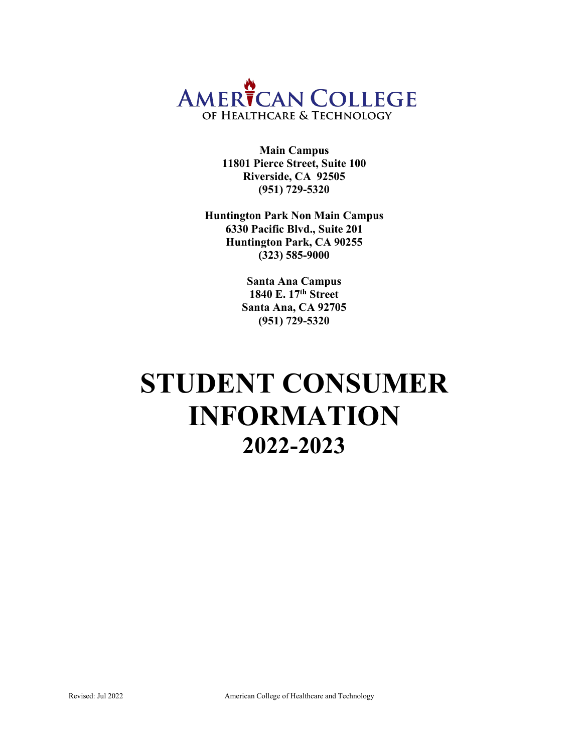**AMERICAN COLLEGE**
**OF HEALTHCARE & TECHNOLOGY**

**Main Campus**
**11801 Pierce Street, Suite 100**
**Riverside, CA 92505**
**(951) 729-5320**

**Huntington Park Non Main Campus**
**6330 Pacific Blvd., Suite 201**
**Huntington Park, CA 90255**
**(323) 585-9000**

**Santa Ana Campus**
**1840 E. 17th Street**
**Santa Ana, CA 92705**
**(951) 729-5320**

# STUDENT CONSUMER INFORMATION

## 2022-2023

Revised: Jul 2022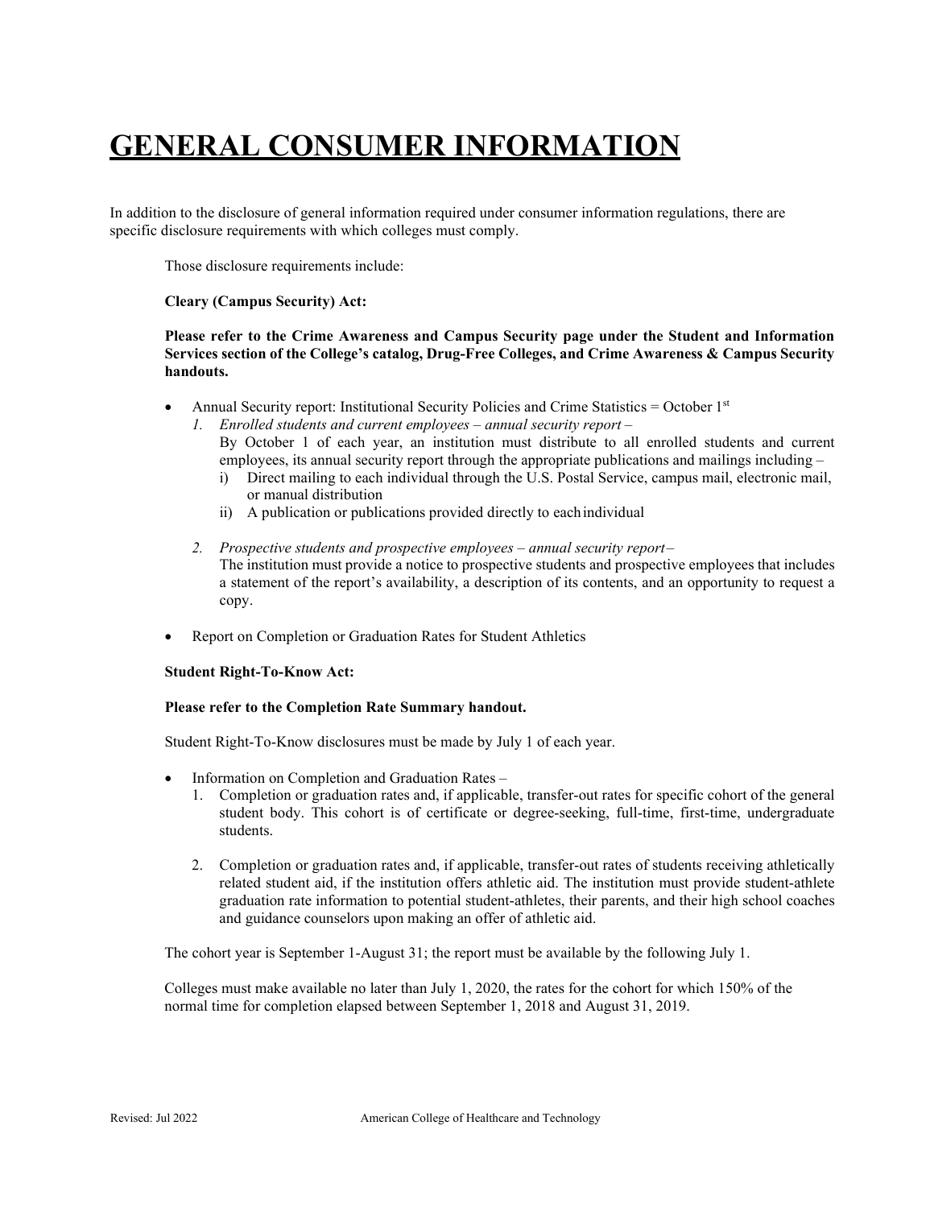# GENERAL CONSUMER INFORMATION

In addition to the disclosure of general information required under consumer information regulations, there are specific disclosure requirements with which colleges must comply.

Those disclosure requirements include:

**Cleary (Campus Security) Act:**

**Please refer to the Crime Awareness and Campus Security page under the Student and Information Services section of the College's catalog, Drug-Free Colleges, and Crime Awareness & Campus Security handouts.**

- Annual Security report: Institutional Security Policies and Crime Statistics = October 1st
  1. *Enrolled students and current employees – annual security report –*
     By October 1 of each year, an institution must distribute to all enrolled students and current employees, its annual security report through the appropriate publications and mailings including –
     i) Direct mailing to each individual through the U.S. Postal Service, campus mail, electronic mail, or manual distribution
     ii) A publication or publications provided directly to each individual

  2. *Prospective students and prospective employees – annual security report –*
     The institution must provide a notice to prospective students and prospective employees that includes a statement of the report's availability, a description of its contents, and an opportunity to request a copy.

- Report on Completion or Graduation Rates for Student Athletics

**Student Right-To-Know Act:**

**Please refer to the Completion Rate Summary handout.**

Student Right-To-Know disclosures must be made by July 1 of each year.

- Information on Completion and Graduation Rates –
  1. Completion or graduation rates and, if applicable, transfer-out rates for specific cohort of the general student body. This cohort is of certificate or degree-seeking, full-time, first-time, undergraduate students.

  2. Completion or graduation rates and, if applicable, transfer-out rates of students receiving athletically related student aid, if the institution offers athletic aid. The institution must provide student-athlete graduation rate information to potential student-athletes, their parents, and their high school coaches and guidance counselors upon making an offer of athletic aid.

The cohort year is September 1-August 31; the report must be available by the following July 1.

Colleges must make available no later than July 1, 2020, the rates for the cohort for which 150% of the normal time for completion elapsed between September 1, 2018 and August 31, 2019.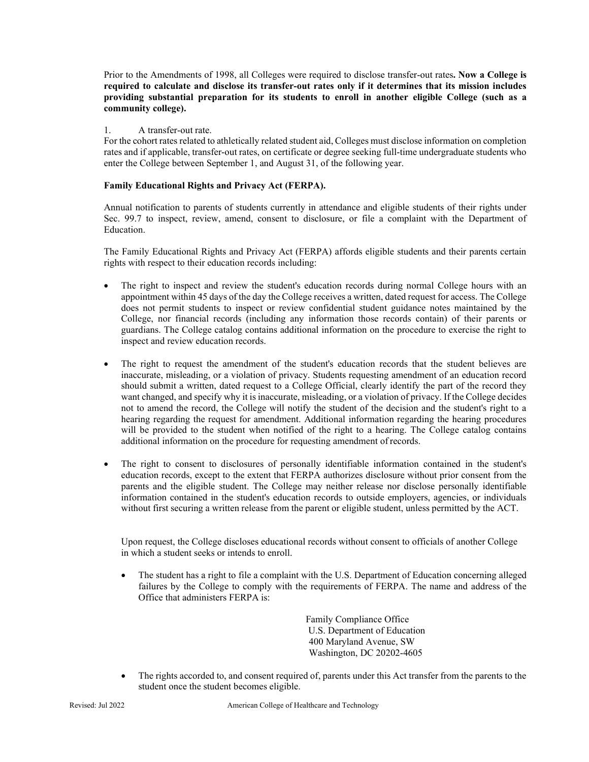Prior to the Amendments of 1998, all Colleges were required to disclose transfer-out rates**. Now a College is required to calculate and disclose its transfer-out rates only if it determines that its mission includes providing substantial preparation for its students to enroll in another eligible College (such as a community college).**

1. A transfer-out rate.

For the cohort rates related to athletically related student aid, Colleges must disclose information on completion rates and if applicable, transfer-out rates, on certificate or degree seeking full-time undergraduate students who enter the College between September 1, and August 31, of the following year.

**Family Educational Rights and Privacy Act (FERPA).**

Annual notification to parents of students currently in attendance and eligible students of their rights under Sec. 99.7 to inspect, review, amend, consent to disclosure, or file a complaint with the Department of Education.

The Family Educational Rights and Privacy Act (FERPA) affords eligible students and their parents certain rights with respect to their education records including:

- The right to inspect and review the student's education records during normal College hours with an appointment within 45 days of the day the College receives a written, dated request for access. The College does not permit students to inspect or review confidential student guidance notes maintained by the College, nor financial records (including any information those records contain) of their parents or guardians. The College catalog contains additional information on the procedure to exercise the right to inspect and review education records.

- The right to request the amendment of the student's education records that the student believes are inaccurate, misleading, or a violation of privacy. Students requesting amendment of an education record should submit a written, dated request to a College Official, clearly identify the part of the record they want changed, and specify why it is inaccurate, misleading, or a violation of privacy. If the College decides not to amend the record, the College will notify the student of the decision and the student's right to a hearing regarding the request for amendment. Additional information regarding the hearing procedures will be provided to the student when notified of the right to a hearing. The College catalog contains additional information on the procedure for requesting amendment of records.

- The right to consent to disclosures of personally identifiable information contained in the student's education records, except to the extent that FERPA authorizes disclosure without prior consent from the parents and the eligible student. The College may neither release nor disclose personally identifiable information contained in the student's education records to outside employers, agencies, or individuals without first securing a written release from the parent or eligible student, unless permitted by the ACT.

  Upon request, the College discloses educational records without consent to officials of another College in which a student seeks or intends to enroll.

  - The student has a right to file a complaint with the U.S. Department of Education concerning alleged failures by the College to comply with the requirements of FERPA. The name and address of the Office that administers FERPA is:

    Family Compliance Office
    U.S. Department of Education
    400 Maryland Avenue, SW
    Washington, DC 20202-4605

  - The rights accorded to, and consent required of, parents under this Act transfer from the parents to the student once the student becomes eligible.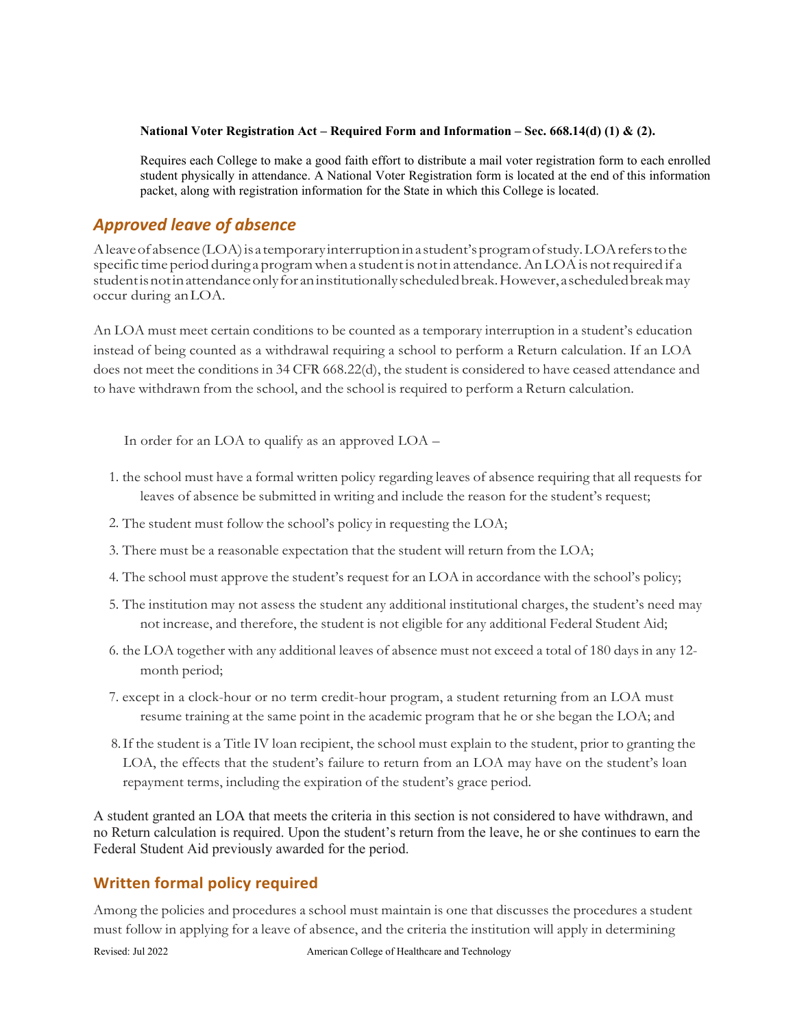**National Voter Registration Act – Required Form and Information – Sec. 668.14(d) (1) & (2).**

Requires each College to make a good faith effort to distribute a mail voter registration form to each enrolled student physically in attendance. A National Voter Registration form is located at the end of this information packet, along with registration information for the State in which this College is located.

## *Approved leave of absence*

A leave of absence (LOA) is a temporary interruption in a student's program of study. LOA refers to the specific time period during a program when a student is not in attendance. An LOA is not required if a student is not in attendance only for an institutionally scheduled break. However, a scheduled break may occur during an LOA.

An LOA must meet certain conditions to be counted as a temporary interruption in a student's education instead of being counted as a withdrawal requiring a school to perform a Return calculation. If an LOA does not meet the conditions in 34 CFR 668.22(d), the student is considered to have ceased attendance and to have withdrawn from the school, and the school is required to perform a Return calculation.

In order for an LOA to qualify as an approved LOA –

1. the school must have a formal written policy regarding leaves of absence requiring that all requests for leaves of absence be submitted in writing and include the reason for the student's request;
2. The student must follow the school's policy in requesting the LOA;
3. There must be a reasonable expectation that the student will return from the LOA;
4. The school must approve the student's request for an LOA in accordance with the school's policy;
5. The institution may not assess the student any additional institutional charges, the student's need may not increase, and therefore, the student is not eligible for any additional Federal Student Aid;
6. the LOA together with any additional leaves of absence must not exceed a total of 180 days in any 12-month period;
7. except in a clock-hour or no term credit-hour program, a student returning from an LOA must resume training at the same point in the academic program that he or she began the LOA; and
8. If the student is a Title IV loan recipient, the school must explain to the student, prior to granting the LOA, the effects that the student's failure to return from an LOA may have on the student's loan repayment terms, including the expiration of the student's grace period.

A student granted an LOA that meets the criteria in this section is not considered to have withdrawn, and no Return calculation is required. Upon the student's return from the leave, he or she continues to earn the Federal Student Aid previously awarded for the period.

### Written formal policy required

Among the policies and procedures a school must maintain is one that discusses the procedures a student must follow in applying for a leave of absence, and the criteria the institution will apply in determining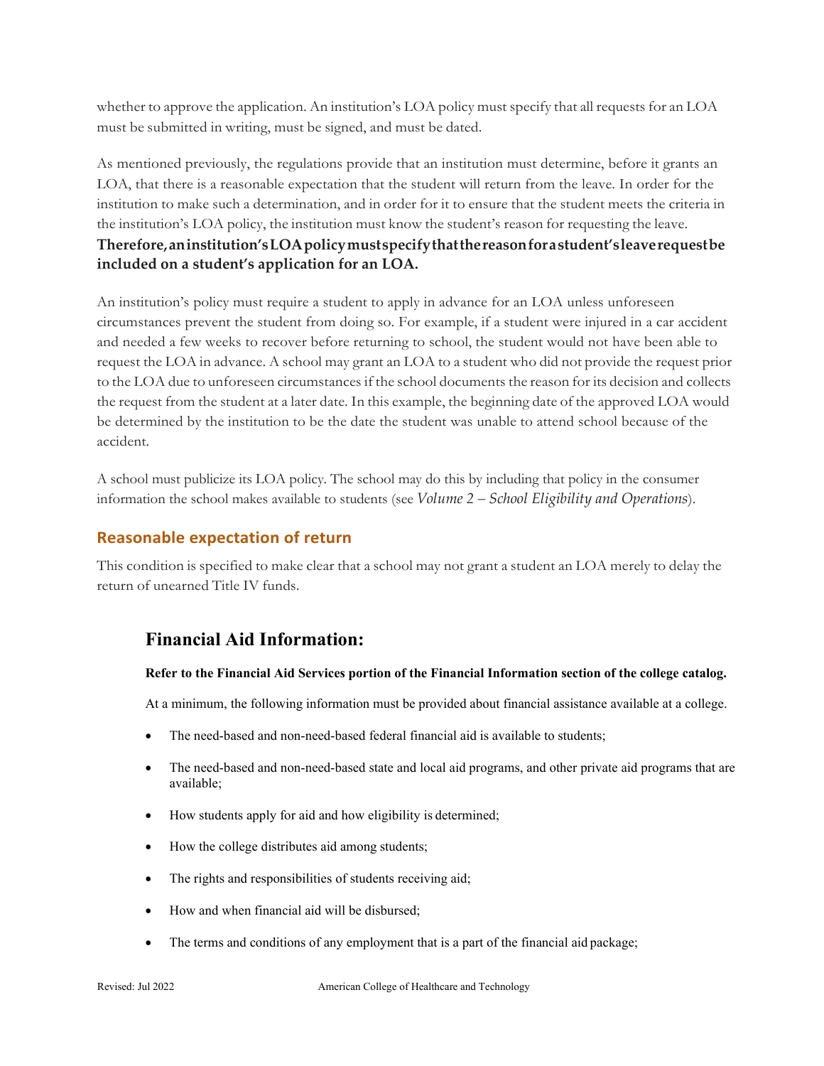whether to approve the application. An institution's LOA policy must specify that all requests for an LOA must be submitted in writing, must be signed, and must be dated.

As mentioned previously, the regulations provide that an institution must determine, before it grants an LOA, that there is a reasonable expectation that the student will return from the leave. In order for the institution to make such a determination, and in order for it to ensure that the student meets the criteria in the institution's LOA policy, the institution must know the student's reason for requesting the leave. **Therefore, an institution's LOA policy must specify that the reason for a student's leave request be included on a student's application for an LOA.**

An institution's policy must require a student to apply in advance for an LOA unless unforeseen circumstances prevent the student from doing so. For example, if a student were injured in a car accident and needed a few weeks to recover before returning to school, the student would not have been able to request the LOA in advance. A school may grant an LOA to a student who did not provide the request prior to the LOA due to unforeseen circumstances if the school documents the reason for its decision and collects the request from the student at a later date. In this example, the beginning date of the approved LOA would be determined by the institution to be the date the student was unable to attend school because of the accident.

A school must publicize its LOA policy. The school may do this by including that policy in the consumer information the school makes available to students (see *Volume 2 – School Eligibility and Operations*).

## Reasonable expectation of return

This condition is specified to make clear that a school may not grant a student an LOA merely to delay the return of unearned Title IV funds.

## Financial Aid Information:

**Refer to the Financial Aid Services portion of the Financial Information section of the college catalog.**

At a minimum, the following information must be provided about financial assistance available at a college.

- The need-based and non-need-based federal financial aid is available to students;
- The need-based and non-need-based state and local aid programs, and other private aid programs that are available;
- How students apply for aid and how eligibility is determined;
- How the college distributes aid among students;
- The rights and responsibilities of students receiving aid;
- How and when financial aid will be disbursed;
- The terms and conditions of any employment that is a part of the financial aid package;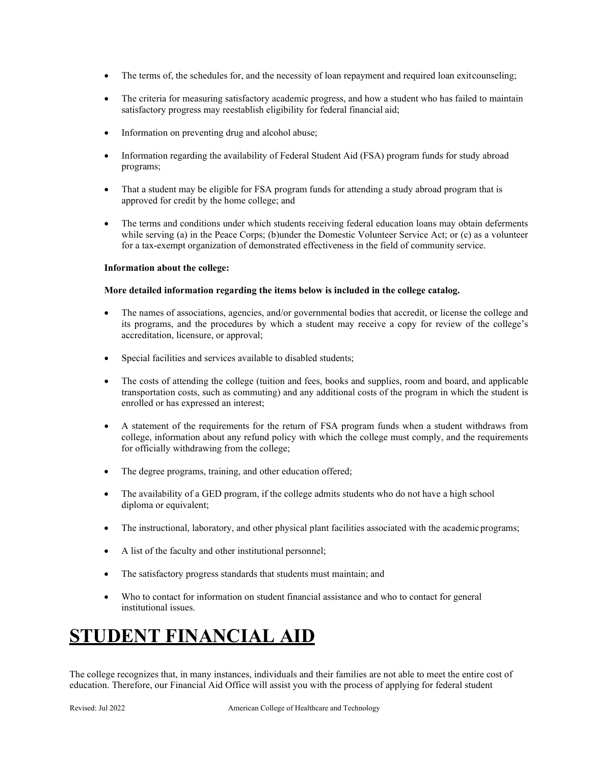- The terms of, the schedules for, and the necessity of loan repayment and required loan exit counseling;
- The criteria for measuring satisfactory academic progress, and how a student who has failed to maintain satisfactory progress may reestablish eligibility for federal financial aid;
- Information on preventing drug and alcohol abuse;
- Information regarding the availability of Federal Student Aid (FSA) program funds for study abroad programs;
- That a student may be eligible for FSA program funds for attending a study abroad program that is approved for credit by the home college; and
- The terms and conditions under which students receiving federal education loans may obtain deferments while serving (a) in the Peace Corps; (b) under the Domestic Volunteer Service Act; or (c) as a volunteer for a tax-exempt organization of demonstrated effectiveness in the field of community service.

**Information about the college:**

**More detailed information regarding the items below is included in the college catalog.**

- The names of associations, agencies, and/or governmental bodies that accredit, or license the college and its programs, and the procedures by which a student may receive a copy for review of the college's accreditation, licensure, or approval;
- Special facilities and services available to disabled students;
- The costs of attending the college (tuition and fees, books and supplies, room and board, and applicable transportation costs, such as commuting) and any additional costs of the program in which the student is enrolled or has expressed an interest;
- A statement of the requirements for the return of FSA program funds when a student withdraws from college, information about any refund policy with which the college must comply, and the requirements for officially withdrawing from the college;
- The degree programs, training, and other education offered;
- The availability of a GED program, if the college admits students who do not have a high school diploma or equivalent;
- The instructional, laboratory, and other physical plant facilities associated with the academic programs;
- A list of the faculty and other institutional personnel;
- The satisfactory progress standards that students must maintain; and
- Who to contact for information on student financial assistance and who to contact for general institutional issues.

# STUDENT FINANCIAL AID

The college recognizes that, in many instances, individuals and their families are not able to meet the entire cost of education. Therefore, our Financial Aid Office will assist you with the process of applying for federal student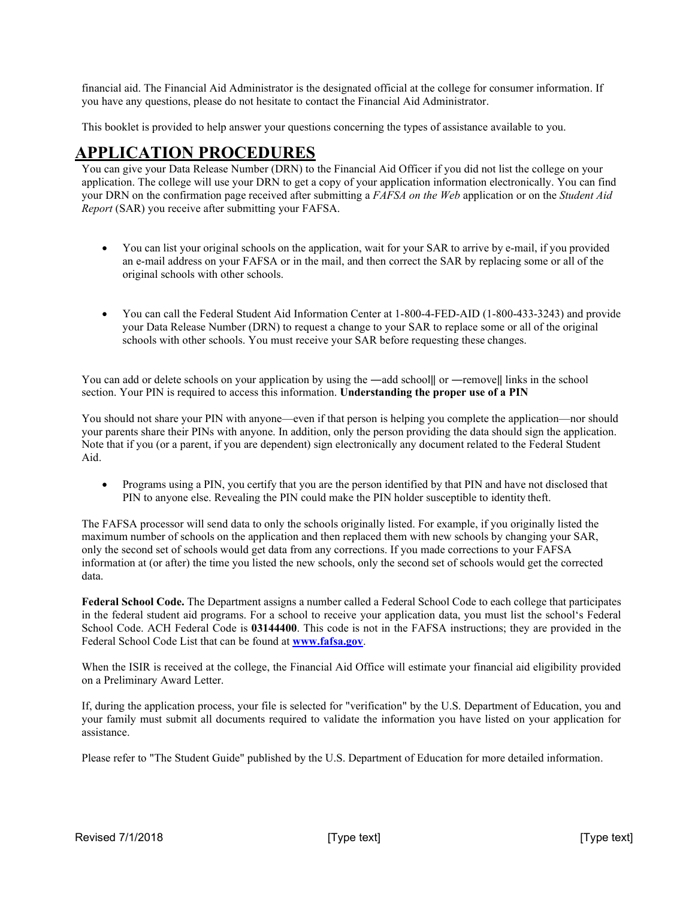financial aid. The Financial Aid Administrator is the designated official at the college for consumer information. If you have any questions, please do not hesitate to contact the Financial Aid Administrator.

This booklet is provided to help answer your questions concerning the types of assistance available to you.

# APPLICATION PROCEDURES

You can give your Data Release Number (DRN) to the Financial Aid Officer if you did not list the college on your application. The college will use your DRN to get a copy of your application information electronically. You can find your DRN on the confirmation page received after submitting a *FAFSA on the Web* application or on the *Student Aid Report* (SAR) you receive after submitting your FAFSA.

- You can list your original schools on the application, wait for your SAR to arrive by e-mail, if you provided an e-mail address on your FAFSA or in the mail, and then correct the SAR by replacing some or all of the original schools with other schools.

- You can call the Federal Student Aid Information Center at 1-800-4-FED-AID (1-800-433-3243) and provide your Data Release Number (DRN) to request a change to your SAR to replace some or all of the original schools with other schools. You must receive your SAR before requesting these changes.

You can add or delete schools on your application by using the ―add school‖ or ―remove‖ links in the school section. Your PIN is required to access this information. **Understanding the proper use of a PIN**

You should not share your PIN with anyone—even if that person is helping you complete the application—nor should your parents share their PINs with anyone. In addition, only the person providing the data should sign the application. Note that if you (or a parent, if you are dependent) sign electronically any document related to the Federal Student Aid.

- Programs using a PIN, you certify that you are the person identified by that PIN and have not disclosed that PIN to anyone else. Revealing the PIN could make the PIN holder susceptible to identity theft.

The FAFSA processor will send data to only the schools originally listed. For example, if you originally listed the maximum number of schools on the application and then replaced them with new schools by changing your SAR, only the second set of schools would get data from any corrections. If you made corrections to your FAFSA information at (or after) the time you listed the new schools, only the second set of schools would get the corrected data.

**Federal School Code.** The Department assigns a number called a Federal School Code to each college that participates in the federal student aid programs. For a school to receive your application data, you must list the school's Federal School Code. ACH Federal Code is **03144400**. This code is not in the FAFSA instructions; they are provided in the Federal School Code List that can be found at **www.fafsa.gov**.

When the ISIR is received at the college, the Financial Aid Office will estimate your financial aid eligibility provided on a Preliminary Award Letter.

If, during the application process, your file is selected for "verification" by the U.S. Department of Education, you and your family must submit all documents required to validate the information you have listed on your application for assistance.

Please refer to "The Student Guide" published by the U.S. Department of Education for more detailed information.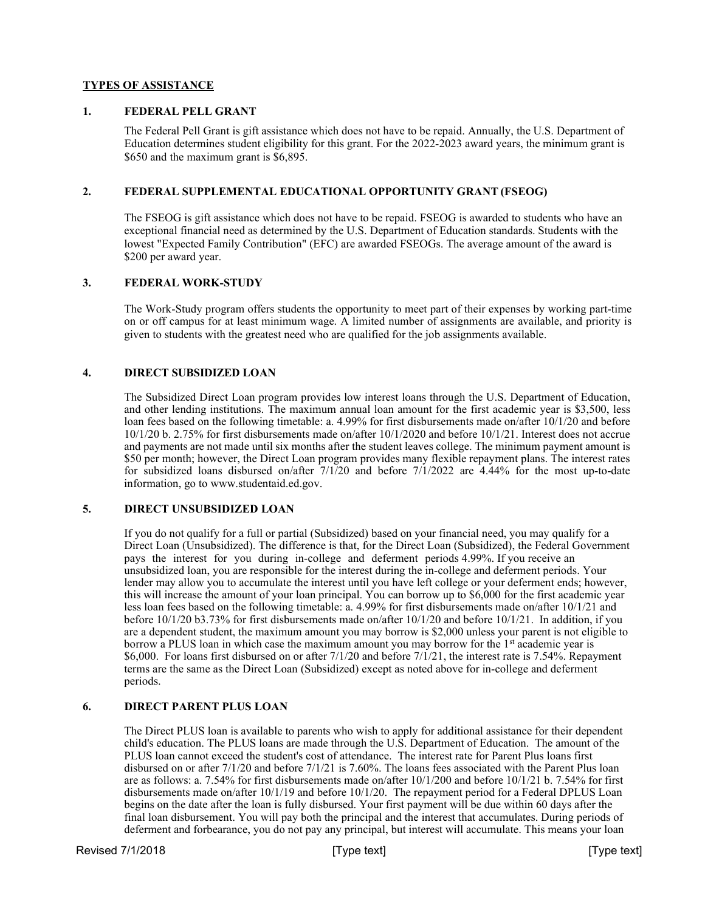## TYPES OF ASSISTANCE

### 1. FEDERAL PELL GRANT

The Federal Pell Grant is gift assistance which does not have to be repaid. Annually, the U.S. Department of Education determines student eligibility for this grant. For the 2022-2023 award years, the minimum grant is $650 and the maximum grant is $6,895.

### 2. FEDERAL SUPPLEMENTAL EDUCATIONAL OPPORTUNITY GRANT (FSEOG)

The FSEOG is gift assistance which does not have to be repaid. FSEOG is awarded to students who have an exceptional financial need as determined by the U.S. Department of Education standards. Students with the lowest "Expected Family Contribution" (EFC) are awarded FSEOGs. The average amount of the award is $200 per award year.

### 3. FEDERAL WORK-STUDY

The Work-Study program offers students the opportunity to meet part of their expenses by working part-time on or off campus for at least minimum wage. A limited number of assignments are available, and priority is given to students with the greatest need who are qualified for the job assignments available.

### 4. DIRECT SUBSIDIZED LOAN

The Subsidized Direct Loan program provides low interest loans through the U.S. Department of Education, and other lending institutions. The maximum annual loan amount for the first academic year is $3,500, less loan fees based on the following timetable: a. 4.99% for first disbursements made on/after 10/1/20 and before 10/1/20 b. 2.75% for first disbursements made on/after 10/1/2020 and before 10/1/21. Interest does not accrue and payments are not made until six months after the student leaves college. The minimum payment amount is $50 per month; however, the Direct Loan program provides many flexible repayment plans. The interest rates for subsidized loans disbursed on/after 7/1/20 and before 7/1/2022 are 4.44% for the most up-to-date information, go to www.studentaid.ed.gov.

### 5. DIRECT UNSUBSIDIZED LOAN

If you do not qualify for a full or partial (Subsidized) based on your financial need, you may qualify for a Direct Loan (Unsubsidized). The difference is that, for the Direct Loan (Subsidized), the Federal Government pays the interest for you during in-college and deferment periods 4.99%. If you receive an unsubsidized loan, you are responsible for the interest during the in-college and deferment periods. Your lender may allow you to accumulate the interest until you have left college or your deferment ends; however, this will increase the amount of your loan principal. You can borrow up to $6,000 for the first academic year less loan fees based on the following timetable: a. 4.99% for first disbursements made on/after 10/1/21 and before 10/1/20 b3.73% for first disbursements made on/after 10/1/20 and before 10/1/21. In addition, if you are a dependent student, the maximum amount you may borrow is $2,000 unless your parent is not eligible to borrow a PLUS loan in which case the maximum amount you may borrow for the 1st academic year is $6,000. For loans first disbursed on or after 7/1/20 and before 7/1/21, the interest rate is 7.54%. Repayment terms are the same as the Direct Loan (Subsidized) except as noted above for in-college and deferment periods.

### 6. DIRECT PARENT PLUS LOAN

The Direct PLUS loan is available to parents who wish to apply for additional assistance for their dependent child's education. The PLUS loans are made through the U.S. Department of Education. The amount of the PLUS loan cannot exceed the student's cost of attendance. The interest rate for Parent Plus loans first disbursed on or after 7/1/20 and before 7/1/21 is 7.60%. The loans fees associated with the Parent Plus loan are as follows: a. 7.54% for first disbursements made on/after 10/1/200 and before 10/1/21 b. 7.54% for first disbursements made on/after 10/1/19 and before 10/1/20. The repayment period for a Federal DPLUS Loan begins on the date after the loan is fully disbursed. Your first payment will be due within 60 days after the final loan disbursement. You will pay both the principal and the interest that accumulates. During periods of deferment and forbearance, you do not pay any principal, but interest will accumulate. This means your loan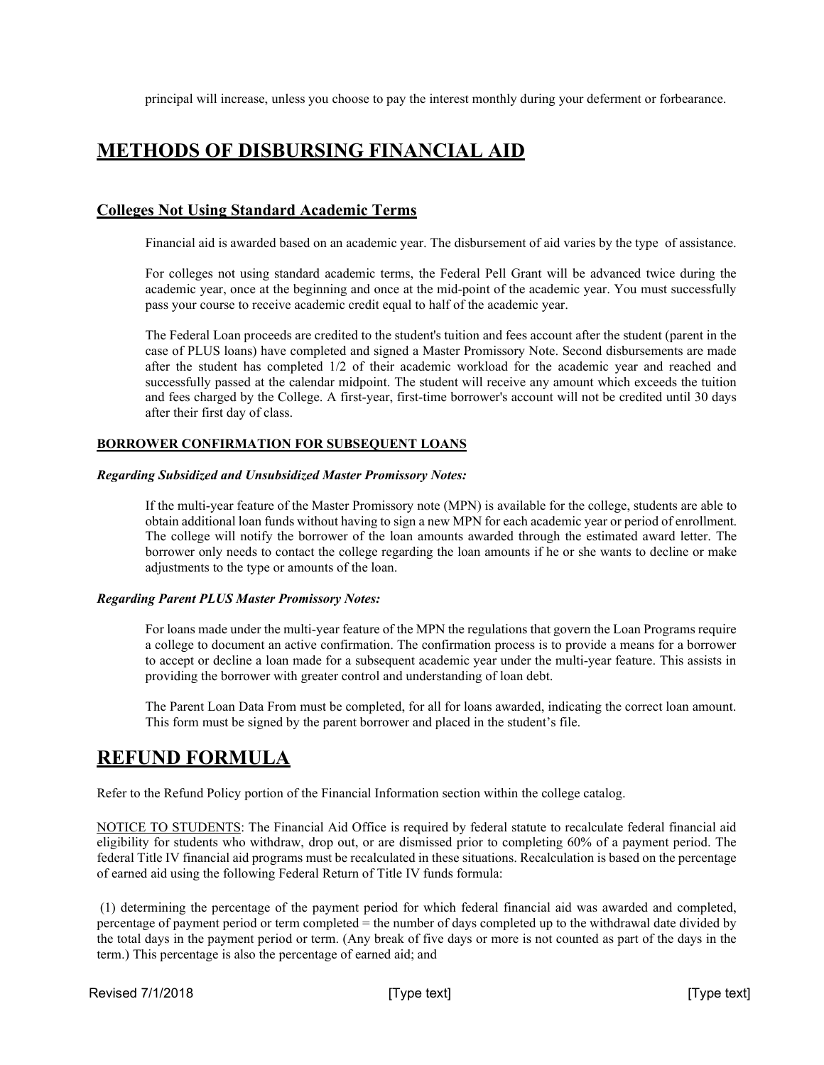principal will increase, unless you choose to pay the interest monthly during your deferment or forbearance.

# METHODS OF DISBURSING FINANCIAL AID

## Colleges Not Using Standard Academic Terms

Financial aid is awarded based on an academic year. The disbursement of aid varies by the type of assistance.

For colleges not using standard academic terms, the Federal Pell Grant will be advanced twice during the academic year, once at the beginning and once at the mid-point of the academic year. You must successfully pass your course to receive academic credit equal to half of the academic year.

The Federal Loan proceeds are credited to the student's tuition and fees account after the student (parent in the case of PLUS loans) have completed and signed a Master Promissory Note. Second disbursements are made after the student has completed 1/2 of their academic workload for the academic year and reached and successfully passed at the calendar midpoint. The student will receive any amount which exceeds the tuition and fees charged by the College. A first-year, first-time borrower's account will not be credited until 30 days after their first day of class.

### BORROWER CONFIRMATION FOR SUBSEQUENT LOANS

***Regarding Subsidized and Unsubsidized Master Promissory Notes:***

If the multi-year feature of the Master Promissory note (MPN) is available for the college, students are able to obtain additional loan funds without having to sign a new MPN for each academic year or period of enrollment. The college will notify the borrower of the loan amounts awarded through the estimated award letter. The borrower only needs to contact the college regarding the loan amounts if he or she wants to decline or make adjustments to the type or amounts of the loan.

***Regarding Parent PLUS Master Promissory Notes:***

For loans made under the multi-year feature of the MPN the regulations that govern the Loan Programs require a college to document an active confirmation. The confirmation process is to provide a means for a borrower to accept or decline a loan made for a subsequent academic year under the multi-year feature. This assists in providing the borrower with greater control and understanding of loan debt.

The Parent Loan Data From must be completed, for all for loans awarded, indicating the correct loan amount. This form must be signed by the parent borrower and placed in the student's file.

# REFUND FORMULA

Refer to the Refund Policy portion of the Financial Information section within the college catalog.

NOTICE TO STUDENTS: The Financial Aid Office is required by federal statute to recalculate federal financial aid eligibility for students who withdraw, drop out, or are dismissed prior to completing 60% of a payment period. The federal Title IV financial aid programs must be recalculated in these situations. Recalculation is based on the percentage of earned aid using the following Federal Return of Title IV funds formula:

(1) determining the percentage of the payment period for which federal financial aid was awarded and completed, percentage of payment period or term completed = the number of days completed up to the withdrawal date divided by the total days in the payment period or term. (Any break of five days or more is not counted as part of the days in the term.) This percentage is also the percentage of earned aid; and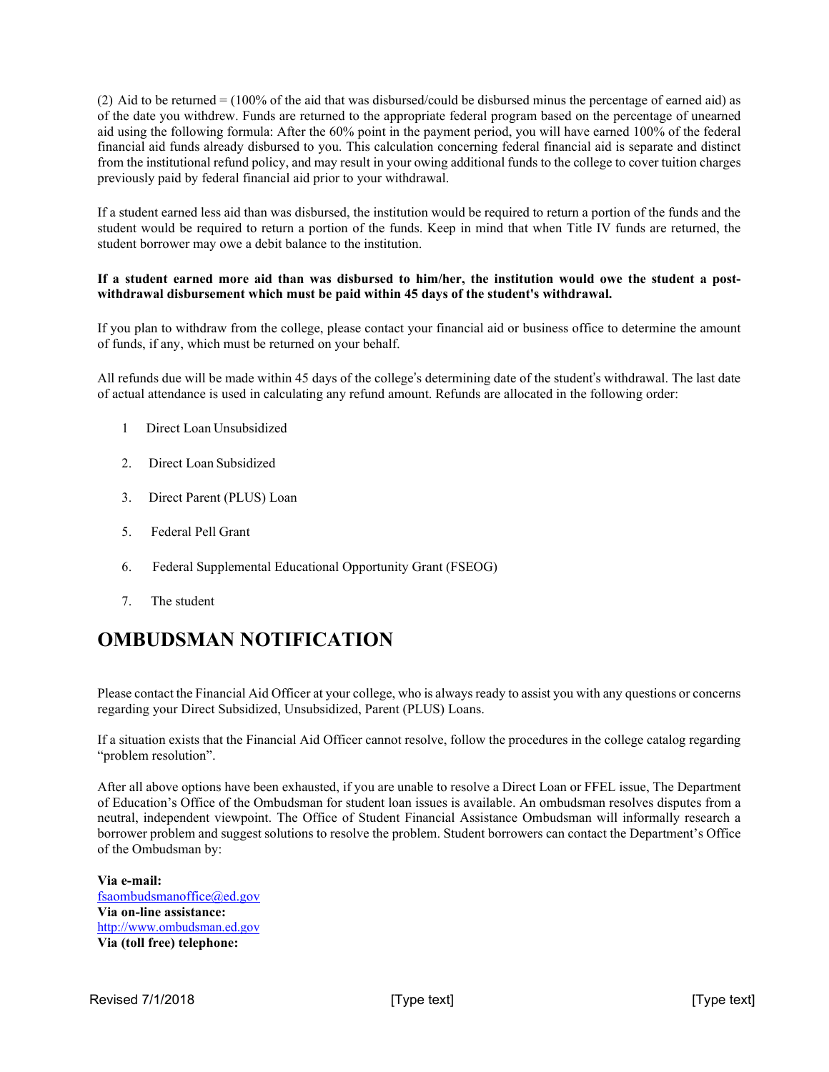(2) Aid to be returned = (100% of the aid that was disbursed/could be disbursed minus the percentage of earned aid) as of the date you withdrew. Funds are returned to the appropriate federal program based on the percentage of unearned aid using the following formula: After the 60% point in the payment period, you will have earned 100% of the federal financial aid funds already disbursed to you. This calculation concerning federal financial aid is separate and distinct from the institutional refund policy, and may result in your owing additional funds to the college to cover tuition charges previously paid by federal financial aid prior to your withdrawal.

If a student earned less aid than was disbursed, the institution would be required to return a portion of the funds and the student would be required to return a portion of the funds. Keep in mind that when Title IV funds are returned, the student borrower may owe a debit balance to the institution.

**If a student earned more aid than was disbursed to him/her, the institution would owe the student a post-withdrawal disbursement which must be paid within 45 days of the student's withdrawal.**

If you plan to withdraw from the college, please contact your financial aid or business office to determine the amount of funds, if any, which must be returned on your behalf.

All refunds due will be made within 45 days of the college's determining date of the student's withdrawal. The last date of actual attendance is used in calculating any refund amount. Refunds are allocated in the following order:

1 Direct Loan Unsubsidized

2. Direct Loan Subsidized

3. Direct Parent (PLUS) Loan

5. Federal Pell Grant

6. Federal Supplemental Educational Opportunity Grant (FSEOG)

7. The student

# OMBUDSMAN NOTIFICATION

Please contact the Financial Aid Officer at your college, who is always ready to assist you with any questions or concerns regarding your Direct Subsidized, Unsubsidized, Parent (PLUS) Loans.

If a situation exists that the Financial Aid Officer cannot resolve, follow the procedures in the college catalog regarding "problem resolution".

After all above options have been exhausted, if you are unable to resolve a Direct Loan or FFEL issue, The Department of Education's Office of the Ombudsman for student loan issues is available. An ombudsman resolves disputes from a neutral, independent viewpoint. The Office of Student Financial Assistance Ombudsman will informally research a borrower problem and suggest solutions to resolve the problem. Student borrowers can contact the Department's Office of the Ombudsman by:

**Via e-mail:**
fsaombudsmanoffice@ed.gov
**Via on-line assistance:**
http://www.ombudsman.ed.gov
**Via (toll free) telephone:**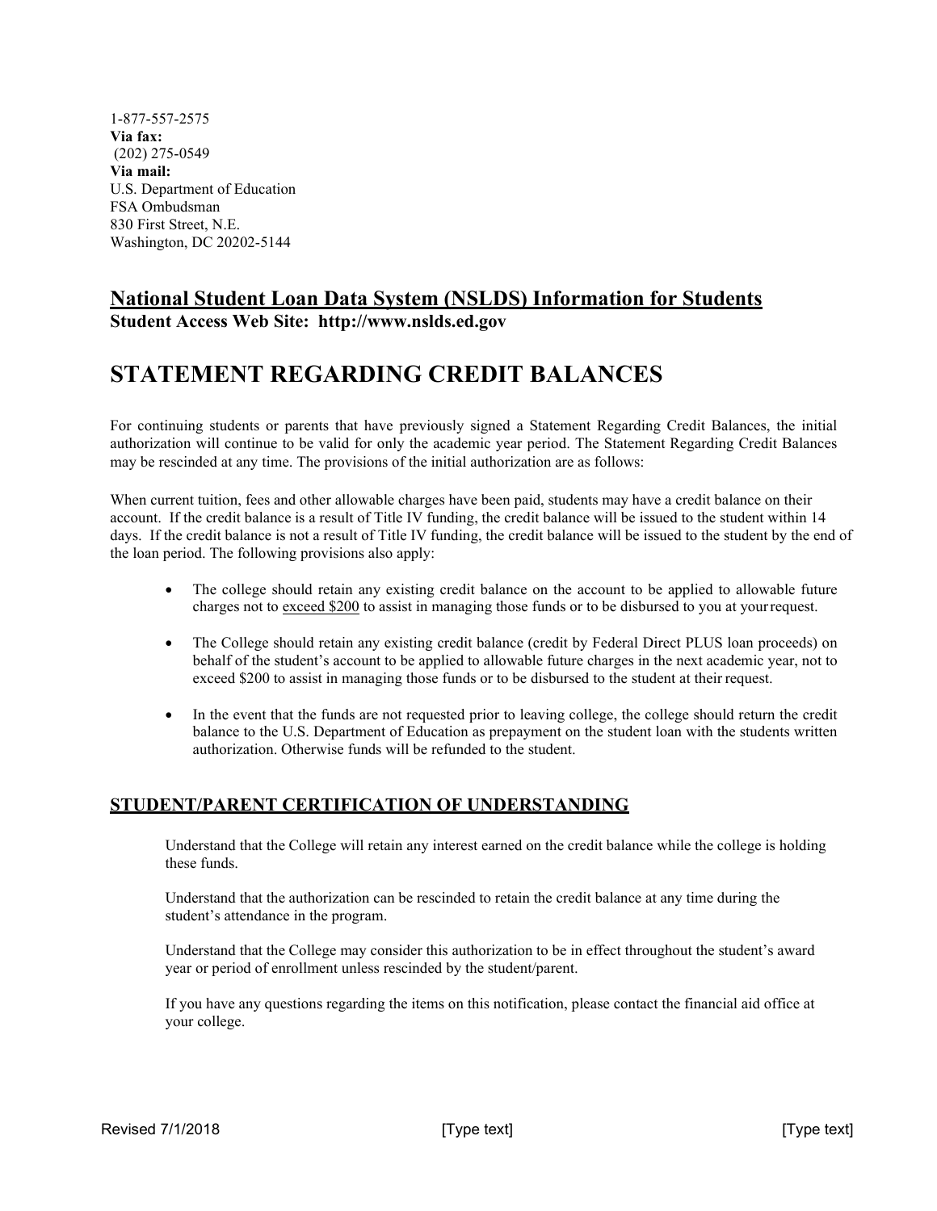1-877-557-2575
**Via fax:**
(202) 275-0549
**Via mail:**
U.S. Department of Education
FSA Ombudsman
830 First Street, N.E.
Washington, DC 20202-5144

## National Student Loan Data System (NSLDS) Information for Students

**Student Access Web Site: http://www.nslds.ed.gov**

# STATEMENT REGARDING CREDIT BALANCES

For continuing students or parents that have previously signed a Statement Regarding Credit Balances, the initial authorization will continue to be valid for only the academic year period. The Statement Regarding Credit Balances may be rescinded at any time. The provisions of the initial authorization are as follows:

When current tuition, fees and other allowable charges have been paid, students may have a credit balance on their account. If the credit balance is a result of Title IV funding, the credit balance will be issued to the student within 14 days. If the credit balance is not a result of Title IV funding, the credit balance will be issued to the student by the end of the loan period. The following provisions also apply:

- The college should retain any existing credit balance on the account to be applied to allowable future charges not to exceed $200 to assist in managing those funds or to be disbursed to you at your request.
- The College should retain any existing credit balance (credit by Federal Direct PLUS loan proceeds) on behalf of the student's account to be applied to allowable future charges in the next academic year, not to exceed $200 to assist in managing those funds or to be disbursed to the student at their request.
- In the event that the funds are not requested prior to leaving college, the college should return the credit balance to the U.S. Department of Education as prepayment on the student loan with the students written authorization. Otherwise funds will be refunded to the student.

## STUDENT/PARENT CERTIFICATION OF UNDERSTANDING

Understand that the College will retain any interest earned on the credit balance while the college is holding these funds.

Understand that the authorization can be rescinded to retain the credit balance at any time during the student's attendance in the program.

Understand that the College may consider this authorization to be in effect throughout the student's award year or period of enrollment unless rescinded by the student/parent.

If you have any questions regarding the items on this notification, please contact the financial aid office at your college.

Revised 7/1/2018 [Type text] [Type text]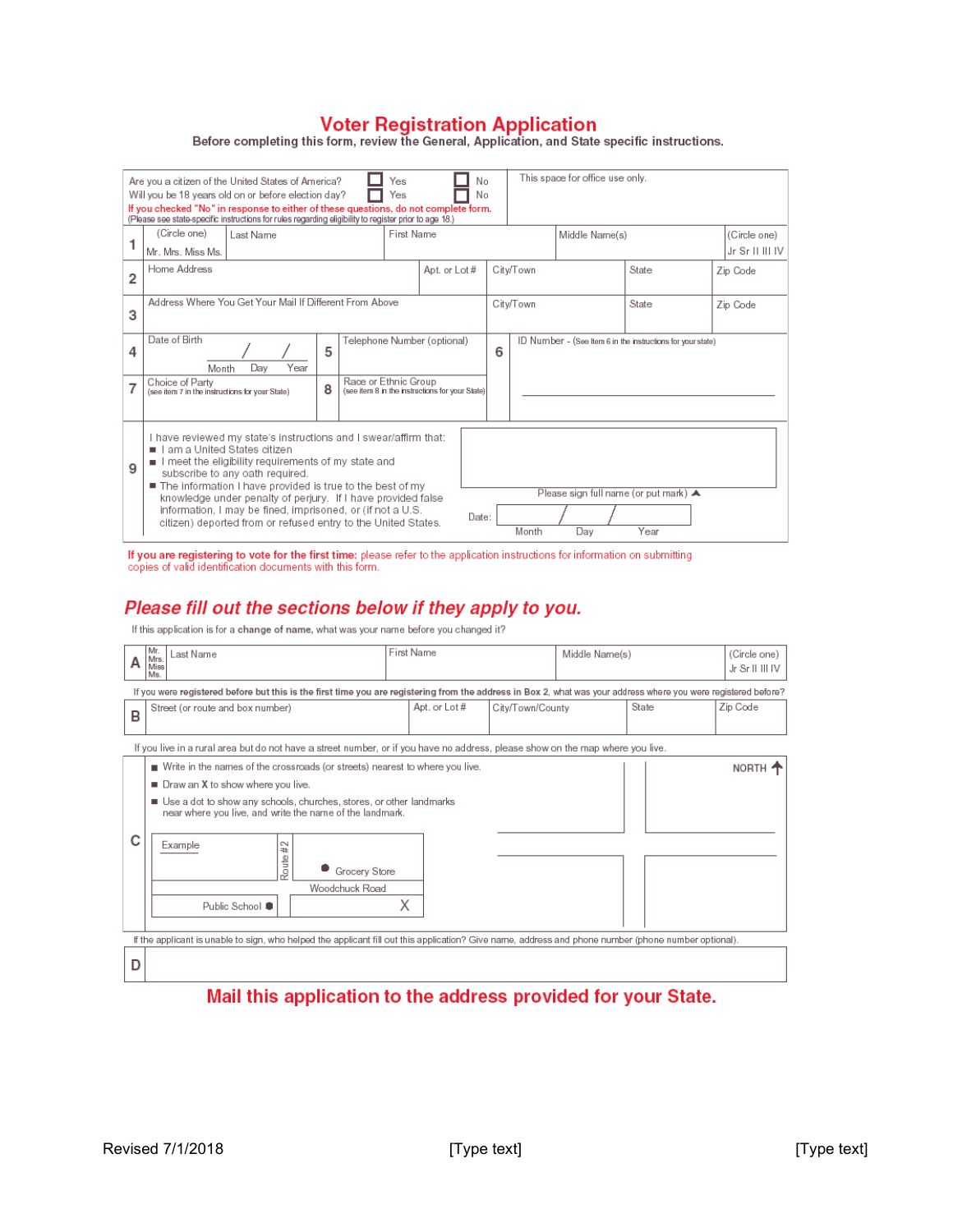# Voter Registration Application

**Before completing this form, review the General, Application, and State specific instructions.**

| | |
|---|---|
| Are you a citizen of the United States of America? ☐ Yes ☐ No<br>Will you be 18 years old on or before election day? ☐ Yes ☐ No<br>**If you checked "No" in response to either of these questions, do not complete form.**<br>(Please see state-specific instructions for rules regarding eligibility to register prior to age 18.) | This space for office use only. |

| | | | | | |
|---|---|---|---|---|---|
| **1** | (Circle one)<br>Mr. Mrs. Miss Ms. | Last Name | First Name | Middle Name(s) | (Circle one)<br>Jr Sr II III IV |

| | | | | | |
|---|---|---|---|---|---|
| **2** | Home Address | Apt. or Lot # | City/Town | State | Zip Code |
| **3** | Address Where You Get Your Mail If Different From Above | | City/Town | State | Zip Code |

| | | | | | |
|---|---|---|---|---|---|
| **4** | Date of Birth ___/___/___ (Month Day Year) | **5** | Telephone Number (optional) | **6** | ID Number - (See Item 6 in the instructions for your state) |
| **7** | Choice of Party (see item 7 in the instructions for your State) | **8** | Race or Ethnic Group (see item 8 in the instructions for your State) | | |

**9** I have reviewed my state's instructions and I swear/affirm that:

- I am a United States citizen
- I meet the eligibility requirements of my state and subscribe to any oath required.
- The information I have provided is true to the best of my knowledge under penalty of perjury. If I have provided false information, I may be fined, imprisoned, or (if not a U.S. citizen) deported from or refused entry to the United States.

Please sign full name (or put mark) ▲

Date: ___/___/___ (Month Day Year)

**If you are registering to vote for the first time:** please refer to the application instructions for information on submitting copies of valid identification documents with this form.

## *Please fill out the sections below if they apply to you.*

If this application is for a **change of name**, what was your name before you changed it?

| | | | | | |
|---|---|---|---|---|---|
| **A** | Mr.<br>Mrs.<br>Miss<br>Ms. | Last Name | First Name | Middle Name(s) | (Circle one)<br>Jr Sr II III IV |

If you were **registered before but this is the first time you are registering from the address in Box 2**, what was your address where you were registered before?

| | | | | | |
|---|---|---|---|---|---|
| **B** | Street (or route and box number) | Apt. or Lot # | City/Town/County | State | Zip Code |

If you live in a rural area but do not have a street number, or if you have no address, please show on the map where you live.

**C**

- Write in the names of the crossroads (or streets) nearest to where you live.
- Draw an **X** to show where you live.
- Use a dot to show any schools, churches, stores, or other landmarks near where you live, and write the name of the landmark.

Example: Route #2, Grocery Store, Woodchuck Road, Public School, X

NORTH ↑

If the applicant is unable to sign, who helped the applicant fill out this application? Give name, address and phone number (phone number optional).

| | |
|---|---|
| **D** | |

**Mail this application to the address provided for your State.**

Revised 7/1/2018 [Type text] [Type text]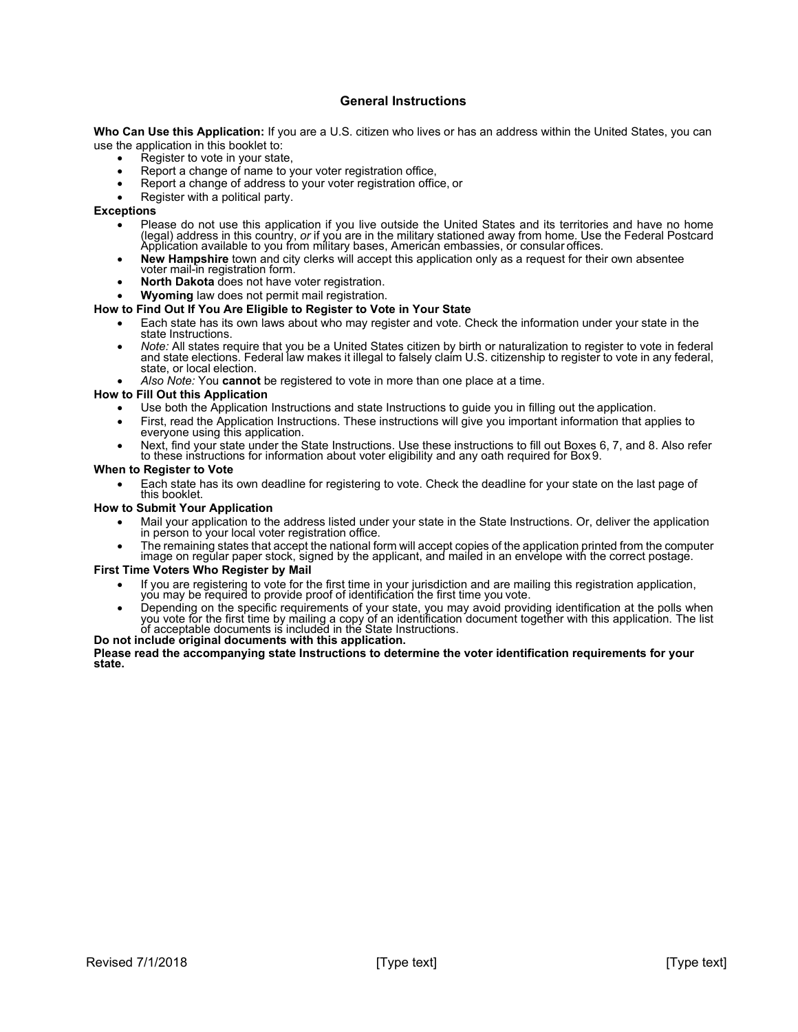## General Instructions

**Who Can Use this Application:** If you are a U.S. citizen who lives or has an address within the United States, you can use the application in this booklet to:

- Register to vote in your state,
- Report a change of name to your voter registration office,
- Report a change of address to your voter registration office, or
- Register with a political party.

**Exceptions**

- Please do not use this application if you live outside the United States and its territories and have no home (legal) address in this country, *or* if you are in the military stationed away from home. Use the Federal Postcard Application available to you from military bases, American embassies, or consular offices.
- **New Hampshire** town and city clerks will accept this application only as a request for their own absentee voter mail-in registration form.
- **North Dakota** does not have voter registration.
- **Wyoming** law does not permit mail registration.

**How to Find Out If You Are Eligible to Register to Vote in Your State**

- Each state has its own laws about who may register and vote. Check the information under your state in the state Instructions.
- *Note:* All states require that you be a United States citizen by birth or naturalization to register to vote in federal and state elections. Federal law makes it illegal to falsely claim U.S. citizenship to register to vote in any federal, state, or local election.
- *Also Note:* You **cannot** be registered to vote in more than one place at a time.

**How to Fill Out this Application**

- Use both the Application Instructions and state Instructions to guide you in filling out the application.
- First, read the Application Instructions. These instructions will give you important information that applies to everyone using this application.
- Next, find your state under the State Instructions. Use these instructions to fill out Boxes 6, 7, and 8. Also refer to these instructions for information about voter eligibility and any oath required for Box 9.

**When to Register to Vote**

- Each state has its own deadline for registering to vote. Check the deadline for your state on the last page of this booklet.

**How to Submit Your Application**

- Mail your application to the address listed under your state in the State Instructions. Or, deliver the application in person to your local voter registration office.
- The remaining states that accept the national form will accept copies of the application printed from the computer image on regular paper stock, signed by the applicant, and mailed in an envelope with the correct postage.

**First Time Voters Who Register by Mail**

- If you are registering to vote for the first time in your jurisdiction and are mailing this registration application, you may be required to provide proof of identification the first time you vote.
- Depending on the specific requirements of your state, you may avoid providing identification at the polls when you vote for the first time by mailing a copy of an identification document together with this application. The list of acceptable documents is included in the State Instructions.

**Do not include original documents with this application.**

**Please read the accompanying state Instructions to determine the voter identification requirements for your state.**

Revised 7/1/2018 [Type text] [Type text]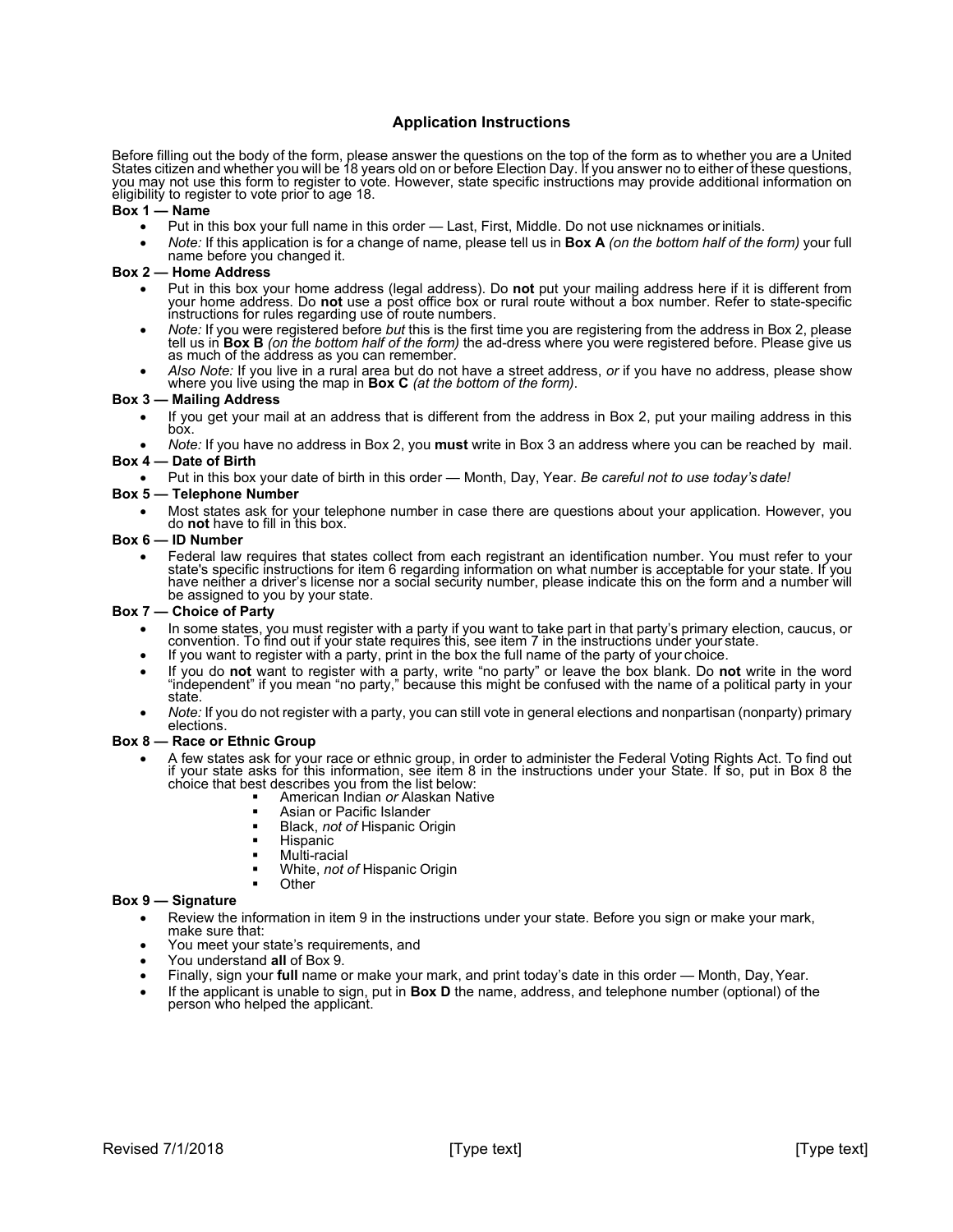## Application Instructions

Before filling out the body of the form, please answer the questions on the top of the form as to whether you are a United States citizen and whether you will be 18 years old on or before Election Day. If you answer no to either of these questions, you may not use this form to register to vote. However, state specific instructions may provide additional information on eligibility to register to vote prior to age 18.

**Box 1 — Name**

- Put in this box your full name in this order — Last, First, Middle. Do not use nicknames or initials.
- *Note:* If this application is for a change of name, please tell us in **Box A** *(on the bottom half of the form)* your full name before you changed it.

**Box 2 — Home Address**

- Put in this box your home address (legal address). Do **not** put your mailing address here if it is different from your home address. Do **not** use a post office box or rural route without a box number. Refer to state-specific instructions for rules regarding use of route numbers.
- *Note:* If you were registered before *but* this is the first time you are registering from the address in Box 2, please tell us in **Box B** *(on the bottom half of the form)* the ad-dress where you were registered before. Please give us as much of the address as you can remember.
- *Also Note:* If you live in a rural area but do not have a street address, *or* if you have no address, please show where you live using the map in **Box C** *(at the bottom of the form)*.

**Box 3 — Mailing Address**

- If you get your mail at an address that is different from the address in Box 2, put your mailing address in this box.
- *Note:* If you have no address in Box 2, you **must** write in Box 3 an address where you can be reached by mail.

**Box 4 — Date of Birth**

- Put in this box your date of birth in this order — Month, Day, Year. *Be careful not to use today's date!*

**Box 5 — Telephone Number**

- Most states ask for your telephone number in case there are questions about your application. However, you do **not** have to fill in this box.

**Box 6 — ID Number**

- Federal law requires that states collect from each registrant an identification number. You must refer to your state's specific instructions for item 6 regarding information on what number is acceptable for your state. If you have neither a driver's license nor a social security number, please indicate this on the form and a number will be assigned to you by your state.

**Box 7 — Choice of Party**

- In some states, you must register with a party if you want to take part in that party's primary election, caucus, or convention. To find out if your state requires this, see item 7 in the instructions under your state.
- If you want to register with a party, print in the box the full name of the party of your choice.
- If you do **not** want to register with a party, write "no party" or leave the box blank. Do **not** write in the word "independent" if you mean "no party," because this might be confused with the name of a political party in your state.
- *Note:* If you do not register with a party, you can still vote in general elections and nonpartisan (nonparty) primary elections.

**Box 8 — Race or Ethnic Group**

- A few states ask for your race or ethnic group, in order to administer the Federal Voting Rights Act. To find out if your state asks for this information, see item 8 in the instructions under your State. If so, put in Box 8 the choice that best describes you from the list below:
  - American Indian *or* Alaskan Native
  - Asian or Pacific Islander
  - Black, *not of* Hispanic Origin
  - Hispanic
  - Multi-racial
  - White, *not of* Hispanic Origin
  - Other

**Box 9 — Signature**

- Review the information in item 9 in the instructions under your state. Before you sign or make your mark, make sure that:
- You meet your state's requirements, and
- You understand **all** of Box 9.
- Finally, sign your **full** name or make your mark, and print today's date in this order — Month, Day, Year.
- If the applicant is unable to sign, put in **Box D** the name, address, and telephone number (optional) of the person who helped the applicant.

Revised 7/1/2018 [Type text] [Type text]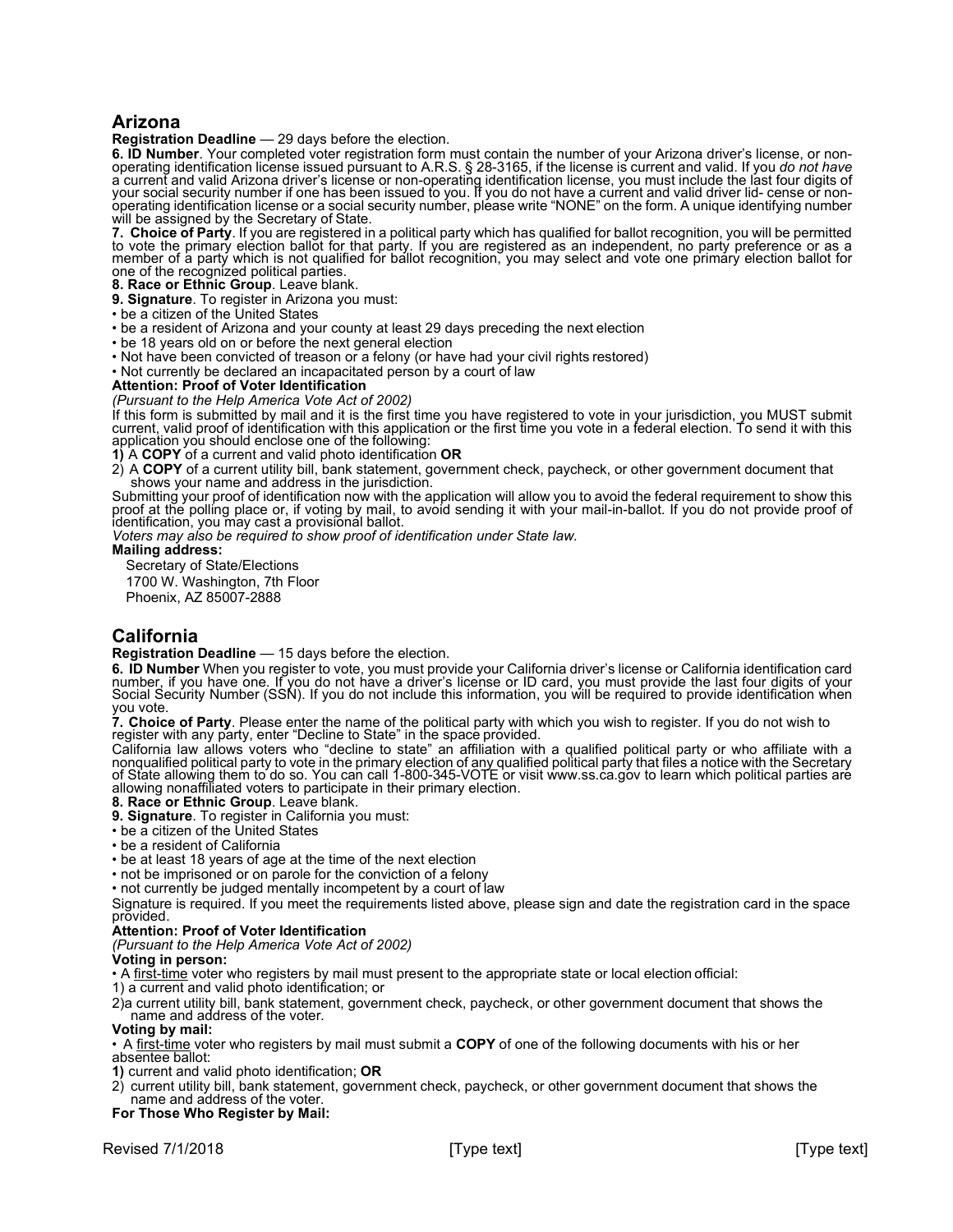## Arizona

**Registration Deadline** — 29 days before the election.

**6. ID Number**. Your completed voter registration form must contain the number of your Arizona driver's license, or non-operating identification license issued pursuant to A.R.S. § 28-3165, if the license is current and valid. If you *do not have* a current and valid Arizona driver's license or non-operating identification license, you must include the last four digits of your social security number if one has been issued to you. If you do not have a current and valid driver lid- cense or non-operating identification license or a social security number, please write "NONE" on the form. A unique identifying number will be assigned by the Secretary of State.

**7. Choice of Party**. If you are registered in a political party which has qualified for ballot recognition, you will be permitted to vote the primary election ballot for that party. If you are registered as an independent, no party preference or as a member of a party which is not qualified for ballot recognition, you may select and vote one primary election ballot for one of the recognized political parties.

**8. Race or Ethnic Group**. Leave blank.

**9. Signature**. To register in Arizona you must:

- be a citizen of the United States
- be a resident of Arizona and your county at least 29 days preceding the next election
- be 18 years old on or before the next general election
- Not have been convicted of treason or a felony (or have had your civil rights restored)
- Not currently be declared an incapacitated person by a court of law

**Attention: Proof of Voter Identification**

*(Pursuant to the Help America Vote Act of 2002)*

If this form is submitted by mail and it is the first time you have registered to vote in your jurisdiction, you MUST submit current, valid proof of identification with this application or the first time you vote in a federal election. To send it with this application you should enclose one of the following:

**1)** A **COPY** of a current and valid photo identification **OR**

2) A **COPY** of a current utility bill, bank statement, government check, paycheck, or other government document that shows your name and address in the jurisdiction.

Submitting your proof of identification now with the application will allow you to avoid the federal requirement to show this proof at the polling place or, if voting by mail, to avoid sending it with your mail-in-ballot. If you do not provide proof of identification, you may cast a provisional ballot.

*Voters may also be required to show proof of identification under State law.*

**Mailing address:**

Secretary of State/Elections
1700 W. Washington, 7th Floor
Phoenix, AZ 85007-2888

## California

**Registration Deadline** — 15 days before the election.

**6. ID Number** When you register to vote, you must provide your California driver's license or California identification card number, if you have one. If you do not have a driver's license or ID card, you must provide the last four digits of your Social Security Number (SSN). If you do not include this information, you will be required to provide identification when you vote.

**7. Choice of Party**. Please enter the name of the political party with which you wish to register. If you do not wish to register with any party, enter "Decline to State" in the space provided.

California law allows voters who "decline to state" an affiliation with a qualified political party or who affiliate with a nonqualified political party to vote in the primary election of any qualified political party that files a notice with the Secretary of State allowing them to do so. You can call 1-800-345-VOTE or visit www.ss.ca.gov to learn which political parties are allowing nonaffiliated voters to participate in their primary election.

**8. Race or Ethnic Group**. Leave blank.

**9. Signature**. To register in California you must:

- be a citizen of the United States
- be a resident of California
- be at least 18 years of age at the time of the next election
- not be imprisoned or on parole for the conviction of a felony
- not currently be judged mentally incompetent by a court of law

Signature is required. If you meet the requirements listed above, please sign and date the registration card in the space provided.

**Attention: Proof of Voter Identification**

*(Pursuant to the Help America Vote Act of 2002)*

**Voting in person:**

- A first-time voter who registers by mail must present to the appropriate state or local election official:

1) a current and valid photo identification; or

2)a current utility bill, bank statement, government check, paycheck, or other government document that shows the name and address of the voter.

**Voting by mail:**

- A first-time voter who registers by mail must submit a **COPY** of one of the following documents with his or her absentee ballot:

**1)** current and valid photo identification; **OR**

2) current utility bill, bank statement, government check, paycheck, or other government document that shows the name and address of the voter.

**For Those Who Register by Mail:**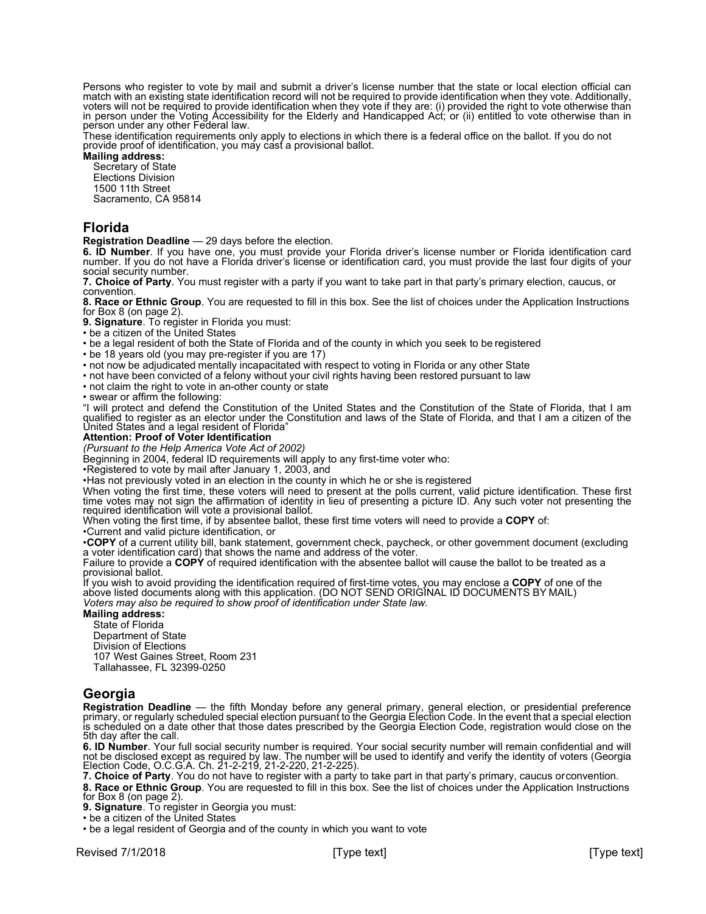Persons who register to vote by mail and submit a driver's license number that the state or local election official can match with an existing state identification record will not be required to provide identification when they vote. Additionally, voters will not be required to provide identification when they vote if they are: (i) provided the right to vote otherwise than in person under the Voting Accessibility for the Elderly and Handicapped Act; or (ii) entitled to vote otherwise than in person under any other Federal law.

These identification requirements only apply to elections in which there is a federal office on the ballot. If you do not provide proof of identification, you may cast a provisional ballot.

**Mailing address:**

Secretary of State
Elections Division
1500 11th Street
Sacramento, CA 95814

## Florida

**Registration Deadline** — 29 days before the election.

**6. ID Number**. If you have one, you must provide your Florida driver's license number or Florida identification card number. If you do not have a Florida driver's license or identification card, you must provide the last four digits of your social security number.

**7. Choice of Party**. You must register with a party if you want to take part in that party's primary election, caucus, or convention.

**8. Race or Ethnic Group**. You are requested to fill in this box. See the list of choices under the Application Instructions for Box 8 (on page 2).

**9. Signature**. To register in Florida you must:

- be a citizen of the United States
- be a legal resident of both the State of Florida and of the county in which you seek to be registered
- be 18 years old (you may pre-register if you are 17)
- not now be adjudicated mentally incapacitated with respect to voting in Florida or any other State
- not have been convicted of a felony without your civil rights having been restored pursuant to law
- not claim the right to vote in an-other county or state
- swear or affirm the following:

"I will protect and defend the Constitution of the United States and the Constitution of the State of Florida, that I am qualified to register as an elector under the Constitution and laws of the State of Florida, and that I am a citizen of the United States and a legal resident of Florida"

**Attention: Proof of Voter Identification**

*(Pursuant to the Help America Vote Act of 2002)*

Beginning in 2004, federal ID requirements will apply to any first-time voter who:

- Registered to vote by mail after January 1, 2003, and
- Has not previously voted in an election in the county in which he or she is registered

When voting the first time, these voters will need to present at the polls current, valid picture identification. These first time votes may not sign the affirmation of identity in lieu of presenting a picture ID. Any such voter not presenting the required identification will vote a provisional ballot.

When voting the first time, if by absentee ballot, these first time voters will need to provide a **COPY** of:

- Current and valid picture identification, or
- **COPY** of a current utility bill, bank statement, government check, paycheck, or other government document (excluding a voter identification card) that shows the name and address of the voter.

Failure to provide a **COPY** of required identification with the absentee ballot will cause the ballot to be treated as a provisional ballot.

If you wish to avoid providing the identification required of first-time votes, you may enclose a **COPY** of one of the above listed documents along with this application. (DO NOT SEND ORIGINAL ID DOCUMENTS BY MAIL)

*Voters may also be required to show proof of identification under State law.*

**Mailing address:**

State of Florida
Department of State
Division of Elections
107 West Gaines Street, Room 231
Tallahassee, FL 32399-0250

## Georgia

**Registration Deadline** — the fifth Monday before any general primary, general election, or presidential preference primary, or regularly scheduled special election pursuant to the Georgia Election Code. In the event that a special election is scheduled on a date other that those dates prescribed by the Georgia Election Code, registration would close on the 5th day after the call.

**6. ID Number**. Your full social security number is required. Your social security number will remain confidential and will not be disclosed except as required by law. The number will be used to identify and verify the identity of voters (Georgia Election Code, O.C.G.A. Ch. 21-2-219, 21-2-220, 21-2-225).

**7. Choice of Party**. You do not have to register with a party to take part in that party's primary, caucus orconvention.

**8. Race or Ethnic Group**. You are requested to fill in this box. See the list of choices under the Application Instructions for Box 8 (on page 2).

**9. Signature**. To register in Georgia you must:

- be a citizen of the United States
- be a legal resident of Georgia and of the county in which you want to vote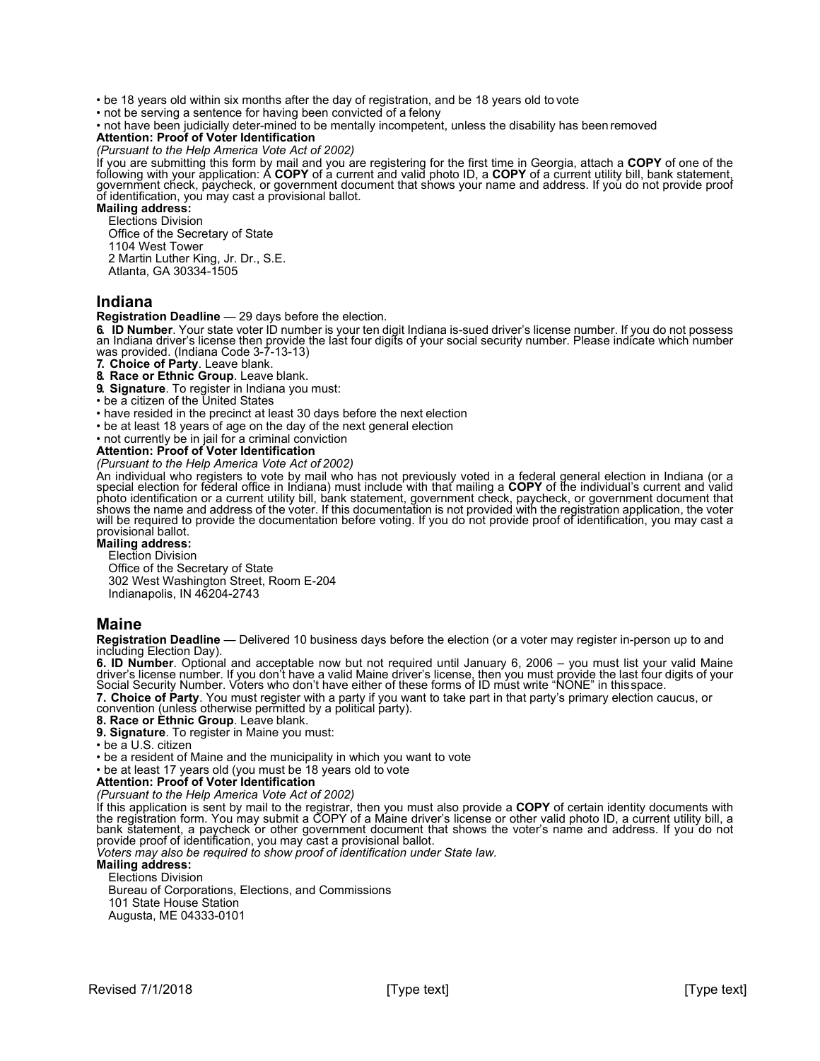- be 18 years old within six months after the day of registration, and be 18 years old to vote
- not be serving a sentence for having been convicted of a felony
- not have been judicially deter-mined to be mentally incompetent, unless the disability has been removed

**Attention: Proof of Voter Identification**

*(Pursuant to the Help America Vote Act of 2002)*

If you are submitting this form by mail and you are registering for the first time in Georgia, attach a **COPY** of one of the following with your application: A **COPY** of a current and valid photo ID, a **COPY** of a current utility bill, bank statement, government check, paycheck, or government document that shows your name and address. If you do not provide proof of identification, you may cast a provisional ballot.

**Mailing address:**

Elections Division
Office of the Secretary of State
1104 West Tower
2 Martin Luther King, Jr. Dr., S.E.
Atlanta, GA 30334-1505

## Indiana

**Registration Deadline** — 29 days before the election.

**6. ID Number**. Your state voter ID number is your ten digit Indiana is-sued driver's license number. If you do not possess an Indiana driver's license then provide the last four digits of your social security number. Please indicate which number was provided. (Indiana Code 3-7-13-13)

**7. Choice of Party**. Leave blank.

**8. Race or Ethnic Group**. Leave blank.

**9. Signature**. To register in Indiana you must:

- be a citizen of the United States
- have resided in the precinct at least 30 days before the next election
- be at least 18 years of age on the day of the next general election
- not currently be in jail for a criminal conviction

**Attention: Proof of Voter Identification**

*(Pursuant to the Help America Vote Act of 2002)*

An individual who registers to vote by mail who has not previously voted in a federal general election in Indiana (or a special election for federal office in Indiana) must include with that mailing a **COPY** of the individual's current and valid photo identification or a current utility bill, bank statement, government check, paycheck, or government document that shows the name and address of the voter. If this documentation is not provided with the registration application, the voter will be required to provide the documentation before voting. If you do not provide proof of identification, you may cast a provisional ballot.

**Mailing address:**

Election Division
Office of the Secretary of State
302 West Washington Street, Room E-204
Indianapolis, IN 46204-2743

## Maine

**Registration Deadline** — Delivered 10 business days before the election (or a voter may register in-person up to and including Election Day).

**6. ID Number**. Optional and acceptable now but not required until January 6, 2006 – you must list your valid Maine driver's license number. If you don't have a valid Maine driver's license, then you must provide the last four digits of your Social Security Number. Voters who don't have either of these forms of ID must write "NONE" in this space.

**7. Choice of Party**. You must register with a party if you want to take part in that party's primary election caucus, or convention (unless otherwise permitted by a political party).

**8. Race or Ethnic Group**. Leave blank.

**9. Signature**. To register in Maine you must:

- be a U.S. citizen
- be a resident of Maine and the municipality in which you want to vote
- be at least 17 years old (you must be 18 years old to vote

**Attention: Proof of Voter Identification**

*(Pursuant to the Help America Vote Act of 2002)*

If this application is sent by mail to the registrar, then you must also provide a **COPY** of certain identity documents with the registration form. You may submit a COPY of a Maine driver's license or other valid photo ID, a current utility bill, a bank statement, a paycheck or other government document that shows the voter's name and address. If you do not provide proof of identification, you may cast a provisional ballot.

*Voters may also be required to show proof of identification under State law.*

**Mailing address:**

Elections Division
Bureau of Corporations, Elections, and Commissions
101 State House Station
Augusta, ME 04333-0101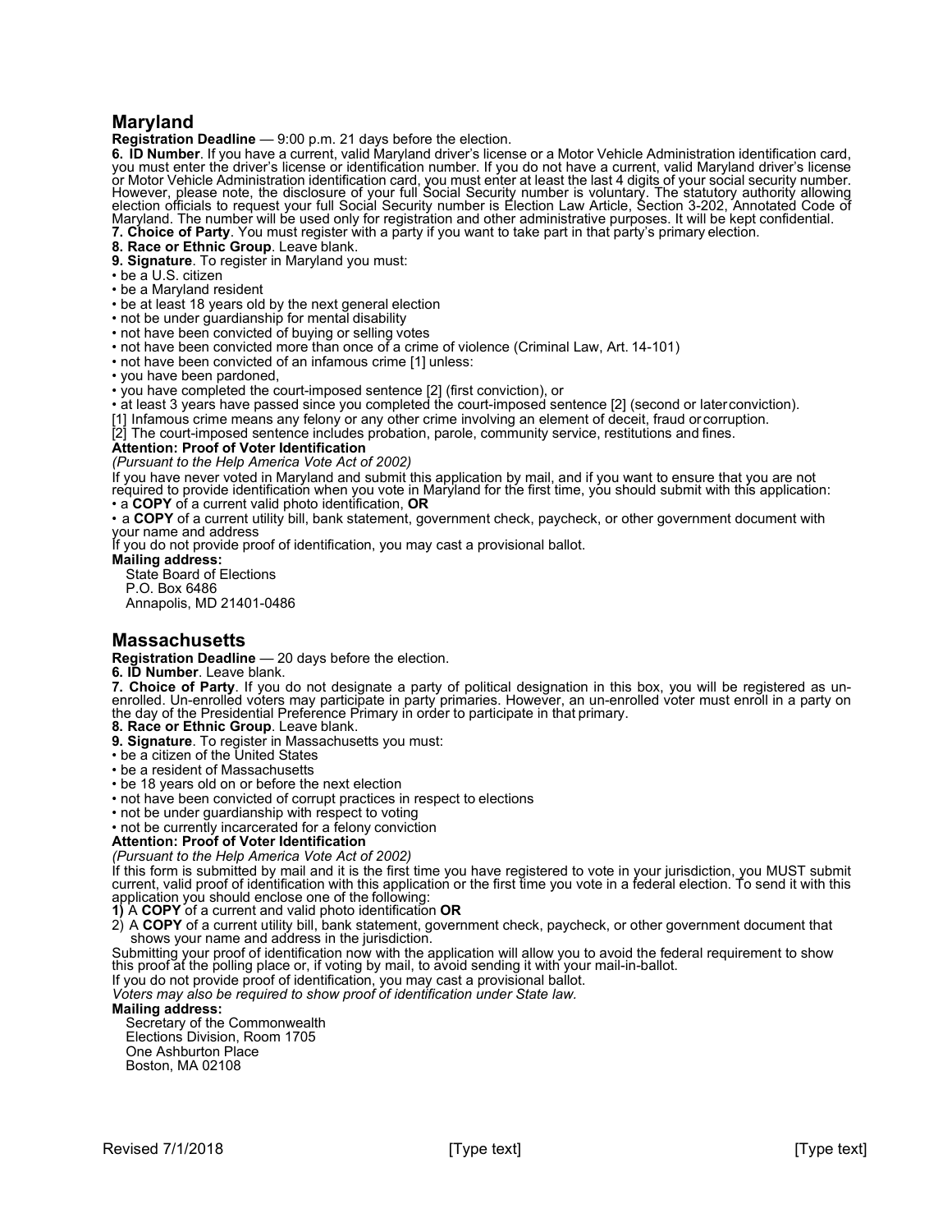## Maryland

**Registration Deadline** — 9:00 p.m. 21 days before the election.

**6. ID Number**. If you have a current, valid Maryland driver's license or a Motor Vehicle Administration identification card, you must enter the driver's license or identification number. If you do not have a current, valid Maryland driver's license or Motor Vehicle Administration identification card, you must enter at least the last 4 digits of your social security number. However, please note, the disclosure of your full Social Security number is voluntary. The statutory authority allowing election officials to request your full Social Security number is Election Law Article, Section 3-202, Annotated Code of Maryland. The number will be used only for registration and other administrative purposes. It will be kept confidential.

**7. Choice of Party**. You must register with a party if you want to take part in that party's primary election.

**8. Race or Ethnic Group**. Leave blank.

**9. Signature**. To register in Maryland you must:

- be a U.S. citizen
- be a Maryland resident
- be at least 18 years old by the next general election
- not be under guardianship for mental disability
- not have been convicted of buying or selling votes
- not have been convicted more than once of a crime of violence (Criminal Law, Art. 14-101)
- not have been convicted of an infamous crime [1] unless:
- you have been pardoned,
- you have completed the court-imposed sentence [2] (first conviction), or
- at least 3 years have passed since you completed the court-imposed sentence [2] (second or later conviction).

[1] Infamous crime means any felony or any other crime involving an element of deceit, fraud or corruption.

[2] The court-imposed sentence includes probation, parole, community service, restitutions and fines.

**Attention: Proof of Voter Identification**

*(Pursuant to the Help America Vote Act of 2002)*

If you have never voted in Maryland and submit this application by mail, and if you want to ensure that you are not required to provide identification when you vote in Maryland for the first time, you should submit with this application:

- a **COPY** of a current valid photo identification, **OR**
- a **COPY** of a current utility bill, bank statement, government check, paycheck, or other government document with your name and address

If you do not provide proof of identification, you may cast a provisional ballot.

**Mailing address:**

State Board of Elections
P.O. Box 6486
Annapolis, MD 21401-0486

## Massachusetts

**Registration Deadline** — 20 days before the election.

**6. ID Number**. Leave blank.

**7. Choice of Party**. If you do not designate a party of political designation in this box, you will be registered as un-enrolled. Un-enrolled voters may participate in party primaries. However, an un-enrolled voter must enroll in a party on the day of the Presidential Preference Primary in order to participate in that primary.

**8. Race or Ethnic Group**. Leave blank.

**9. Signature**. To register in Massachusetts you must:

- be a citizen of the United States
- be a resident of Massachusetts
- be 18 years old on or before the next election
- not have been convicted of corrupt practices in respect to elections
- not be under guardianship with respect to voting
- not be currently incarcerated for a felony conviction

**Attention: Proof of Voter Identification**

*(Pursuant to the Help America Vote Act of 2002)*

If this form is submitted by mail and it is the first time you have registered to vote in your jurisdiction, you MUST submit current, valid proof of identification with this application or the first time you vote in a federal election. To send it with this application you should enclose one of the following:

1) A **COPY** of a current and valid photo identification **OR**
2) A **COPY** of a current utility bill, bank statement, government check, paycheck, or other government document that shows your name and address in the jurisdiction.

Submitting your proof of identification now with the application will allow you to avoid the federal requirement to show this proof at the polling place or, if voting by mail, to avoid sending it with your mail-in-ballot.

If you do not provide proof of identification, you may cast a provisional ballot.

*Voters may also be required to show proof of identification under State law.*

**Mailing address:**

Secretary of the Commonwealth
Elections Division, Room 1705
One Ashburton Place
Boston, MA 02108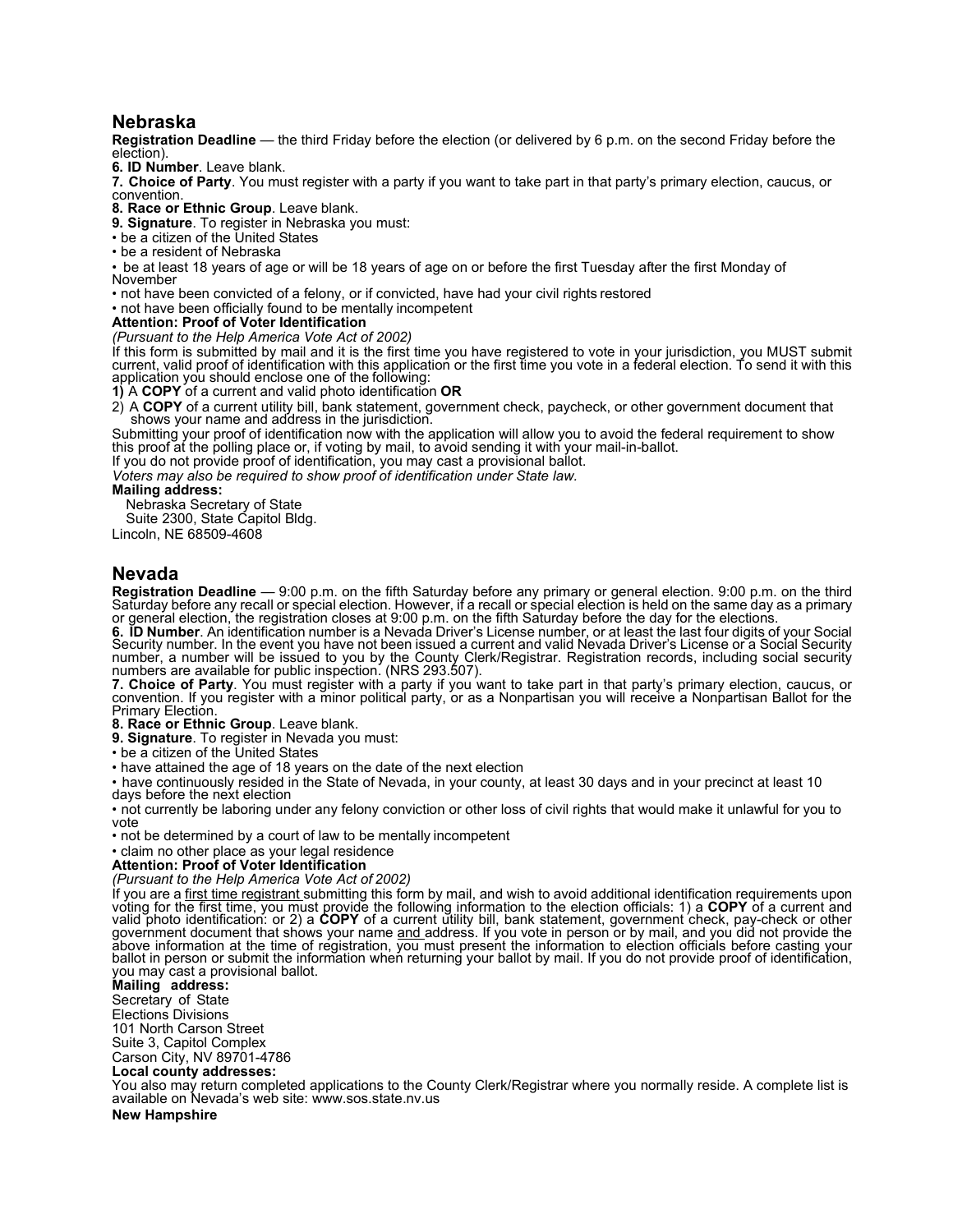## Nebraska

**Registration Deadline** — the third Friday before the election (or delivered by 6 p.m. on the second Friday before the election).

**6. ID Number**. Leave blank.

**7. Choice of Party**. You must register with a party if you want to take part in that party's primary election, caucus, or convention.

**8. Race or Ethnic Group**. Leave blank.

**9. Signature**. To register in Nebraska you must:

- be a citizen of the United States
- be a resident of Nebraska
- be at least 18 years of age or will be 18 years of age on or before the first Tuesday after the first Monday of November
- not have been convicted of a felony, or if convicted, have had your civil rights restored
- not have been officially found to be mentally incompetent

**Attention: Proof of Voter Identification**

*(Pursuant to the Help America Vote Act of 2002)*

If this form is submitted by mail and it is the first time you have registered to vote in your jurisdiction, you MUST submit current, valid proof of identification with this application or the first time you vote in a federal election. To send it with this application you should enclose one of the following:

**1)** A **COPY** of a current and valid photo identification **OR**

2) A **COPY** of a current utility bill, bank statement, government check, paycheck, or other government document that shows your name and address in the jurisdiction.

Submitting your proof of identification now with the application will allow you to avoid the federal requirement to show this proof at the polling place or, if voting by mail, to avoid sending it with your mail-in-ballot.

If you do not provide proof of identification, you may cast a provisional ballot.

*Voters may also be required to show proof of identification under State law.*

**Mailing address:**

Nebraska Secretary of State
Suite 2300, State Capitol Bldg.
Lincoln, NE 68509-4608

## Nevada

**Registration Deadline** — 9:00 p.m. on the fifth Saturday before any primary or general election. 9:00 p.m. on the third Saturday before any recall or special election. However, if a recall or special election is held on the same day as a primary or general election, the registration closes at 9:00 p.m. on the fifth Saturday before the day for the elections.

**6. ID Number**. An identification number is a Nevada Driver's License number, or at least the last four digits of your Social Security number. In the event you have not been issued a current and valid Nevada Driver's License or a Social Security number, a number will be issued to you by the County Clerk/Registrar. Registration records, including social security numbers are available for public inspection. (NRS 293.507).

**7. Choice of Party**. You must register with a party if you want to take part in that party's primary election, caucus, or convention. If you register with a minor political party, or as a Nonpartisan you will receive a Nonpartisan Ballot for the Primary Election.

**8. Race or Ethnic Group**. Leave blank.

**9. Signature**. To register in Nevada you must:

- be a citizen of the United States
- have attained the age of 18 years on the date of the next election
- have continuously resided in the State of Nevada, in your county, at least 30 days and in your precinct at least 10 days before the next election
- not currently be laboring under any felony conviction or other loss of civil rights that would make it unlawful for you to vote
- not be determined by a court of law to be mentally incompetent
- claim no other place as your legal residence

**Attention: Proof of Voter Identification**

*(Pursuant to the Help America Vote Act of 2002)*

If you are a first time registrant submitting this form by mail, and wish to avoid additional identification requirements upon voting for the first time, you must provide the following information to the election officials: 1) a **COPY** of a current and valid photo identification: or 2) a **COPY** of a current utility bill, bank statement, government check, pay-check or other government document that shows your name and address. If you vote in person or by mail, and you did not provide the above information at the time of registration, you must present the information to election officials before casting your ballot in person or submit the information when returning your ballot by mail. If you do not provide proof of identification, you may cast a provisional ballot.

**Mailing address:**

Secretary of State
Elections Divisions
101 North Carson Street
Suite 3, Capitol Complex
Carson City, NV 89701-4786

**Local county addresses:**

You also may return completed applications to the County Clerk/Registrar where you normally reside. A complete list is available on Nevada's web site: www.sos.state.nv.us

**New Hampshire**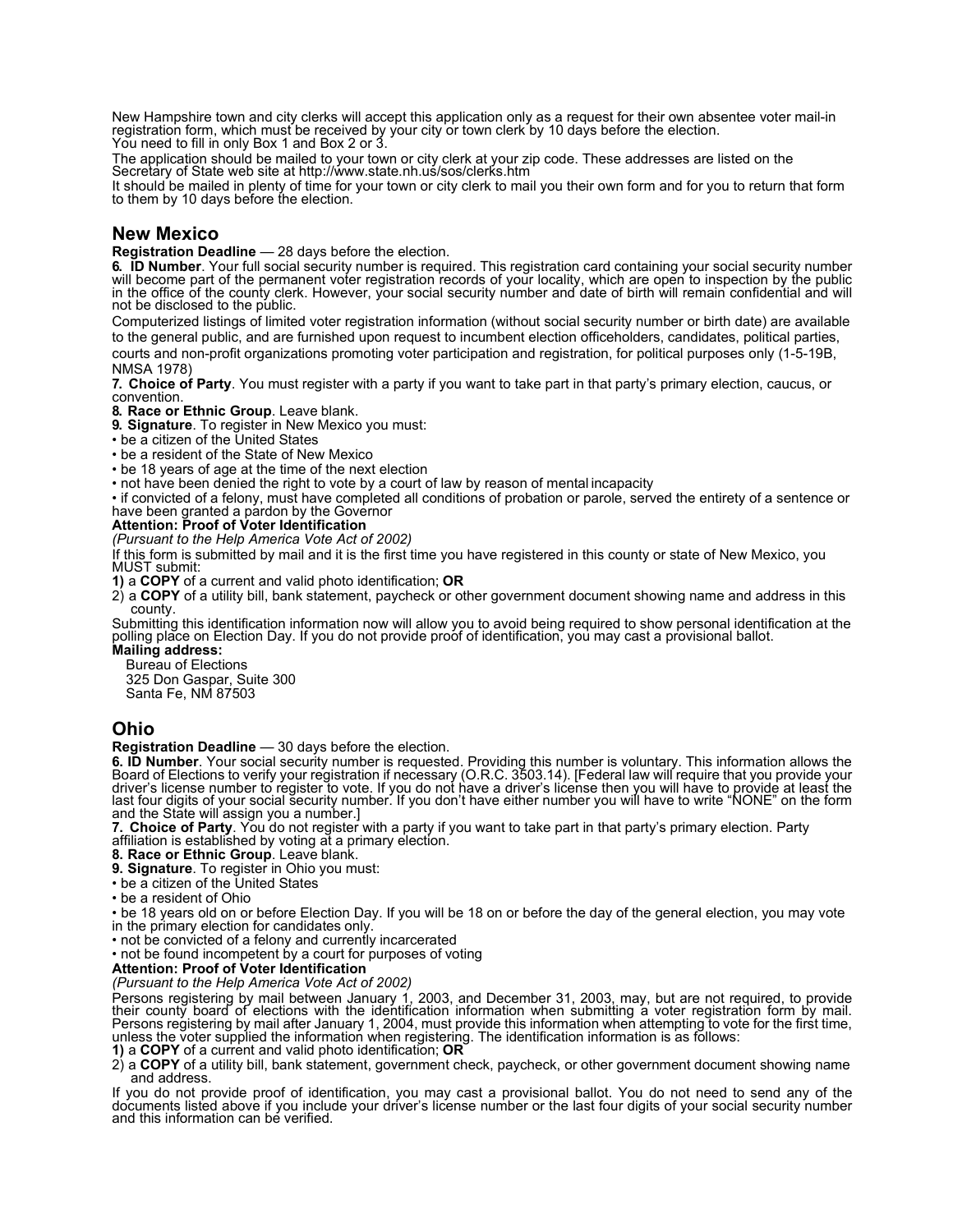New Hampshire town and city clerks will accept this application only as a request for their own absentee voter mail-in registration form, which must be received by your city or town clerk by 10 days before the election.
You need to fill in only Box 1 and Box 2 or 3.

The application should be mailed to your town or city clerk at your zip code. These addresses are listed on the Secretary of State web site at http://www.state.nh.us/sos/clerks.htm

It should be mailed in plenty of time for your town or city clerk to mail you their own form and for you to return that form to them by 10 days before the election.

## New Mexico

**Registration Deadline** — 28 days before the election.

**6. ID Number**. Your full social security number is required. This registration card containing your social security number will become part of the permanent voter registration records of your locality, which are open to inspection by the public in the office of the county clerk. However, your social security number and date of birth will remain confidential and will not be disclosed to the public.

Computerized listings of limited voter registration information (without social security number or birth date) are available to the general public, and are furnished upon request to incumbent election officeholders, candidates, political parties, courts and non-profit organizations promoting voter participation and registration, for political purposes only (1-5-19B, NMSA 1978)

**7. Choice of Party**. You must register with a party if you want to take part in that party's primary election, caucus, or convention.

**8. Race or Ethnic Group**. Leave blank.

**9. Signature**. To register in New Mexico you must:

- be a citizen of the United States
- be a resident of the State of New Mexico
- be 18 years of age at the time of the next election
- not have been denied the right to vote by a court of law by reason of mental incapacity
- if convicted of a felony, must have completed all conditions of probation or parole, served the entirety of a sentence or have been granted a pardon by the Governor

**Attention: Proof of Voter Identification**

*(Pursuant to the Help America Vote Act of 2002)*

If this form is submitted by mail and it is the first time you have registered in this county or state of New Mexico, you MUST submit:

**1)** a **COPY** of a current and valid photo identification; **OR**

2) a **COPY** of a utility bill, bank statement, paycheck or other government document showing name and address in this county.

Submitting this identification information now will allow you to avoid being required to show personal identification at the polling place on Election Day. If you do not provide proof of identification, you may cast a provisional ballot.

**Mailing address:**

Bureau of Elections
325 Don Gaspar, Suite 300
Santa Fe, NM 87503

## Ohio

**Registration Deadline** — 30 days before the election.

**6. ID Number**. Your social security number is requested. Providing this number is voluntary. This information allows the Board of Elections to verify your registration if necessary (O.R.C. 3503.14). [Federal law will require that you provide your driver's license number to register to vote. If you do not have a driver's license then you will have to provide at least the last four digits of your social security number. If you don't have either number you will have to write "NONE" on the form and the State will assign you a number.]

**7. Choice of Party**. You do not register with a party if you want to take part in that party's primary election. Party affiliation is established by voting at a primary election.

**8. Race or Ethnic Group**. Leave blank.

**9. Signature**. To register in Ohio you must:

- be a citizen of the United States
- be a resident of Ohio
- be 18 years old on or before Election Day. If you will be 18 on or before the day of the general election, you may vote in the primary election for candidates only.
- not be convicted of a felony and currently incarcerated
- not be found incompetent by a court for purposes of voting

**Attention: Proof of Voter Identification**

*(Pursuant to the Help America Vote Act of 2002)*

Persons registering by mail between January 1, 2003, and December 31, 2003, may, but are not required, to provide their county board of elections with the identification information when submitting a voter registration form by mail. Persons registering by mail after January 1, 2004, must provide this information when attempting to vote for the first time, unless the voter supplied the information when registering. The identification information is as follows:

**1)** a **COPY** of a current and valid photo identification; **OR**

2) a **COPY** of a utility bill, bank statement, government check, paycheck, or other government document showing name and address.

If you do not provide proof of identification, you may cast a provisional ballot. You do not need to send any of the documents listed above if you include your driver's license number or the last four digits of your social security number and this information can be verified.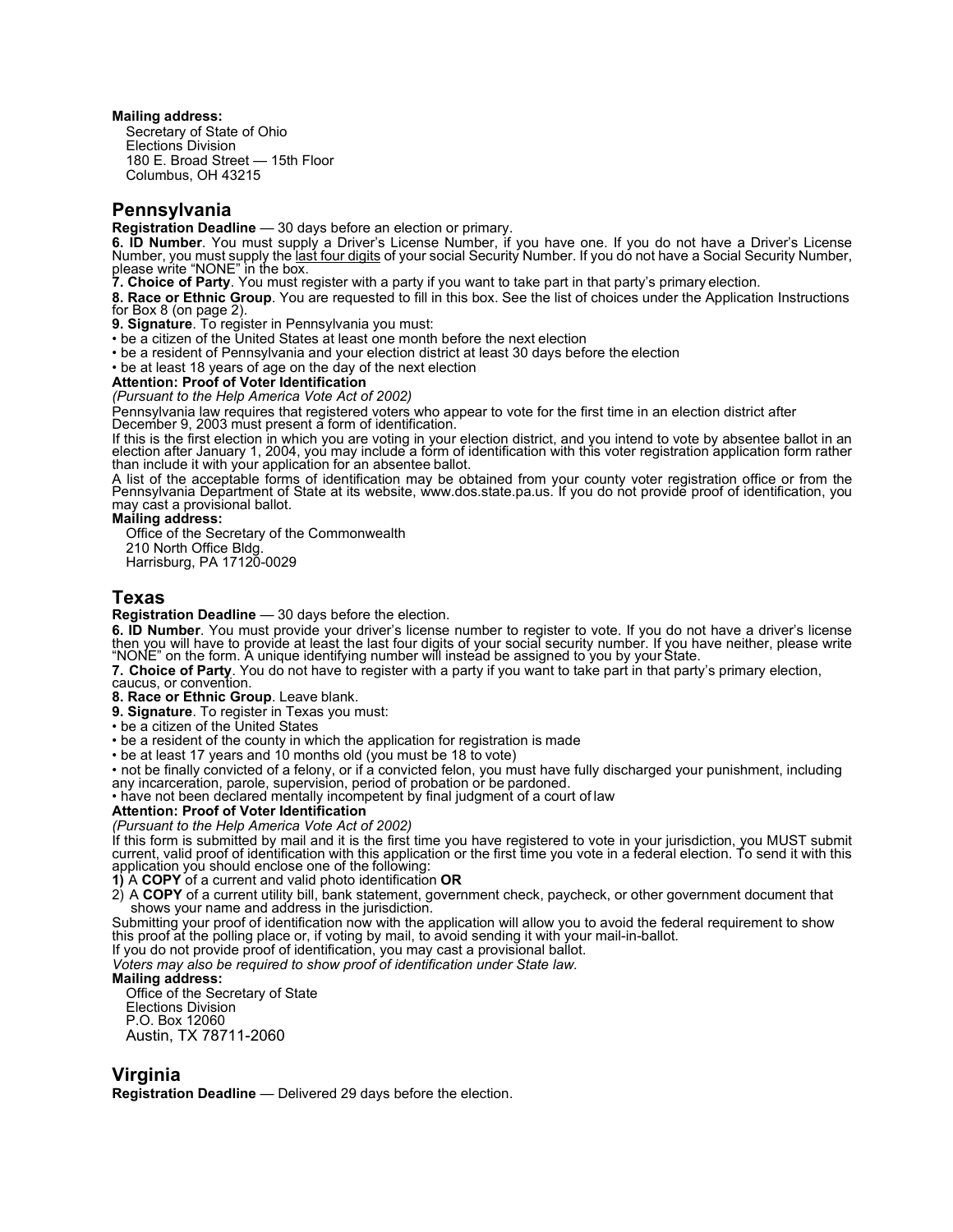**Mailing address:**
Secretary of State of Ohio
Elections Division
180 E. Broad Street — 15th Floor
Columbus, OH 43215

## Pennsylvania

**Registration Deadline** — 30 days before an election or primary.

**6. ID Number**. You must supply a Driver's License Number, if you have one. If you do not have a Driver's License Number, you must supply the last four digits of your social Security Number. If you do not have a Social Security Number, please write "NONE" in the box.

**7. Choice of Party**. You must register with a party if you want to take part in that party's primary election.

**8. Race or Ethnic Group**. You are requested to fill in this box. See the list of choices under the Application Instructions for Box 8 (on page 2).

**9. Signature**. To register in Pennsylvania you must:

- be a citizen of the United States at least one month before the next election
- be a resident of Pennsylvania and your election district at least 30 days before the election
- be at least 18 years of age on the day of the next election

**Attention: Proof of Voter Identification**

*(Pursuant to the Help America Vote Act of 2002)*

Pennsylvania law requires that registered voters who appear to vote for the first time in an election district after December 9, 2003 must present a form of identification.

If this is the first election in which you are voting in your election district, and you intend to vote by absentee ballot in an election after January 1, 2004, you may include a form of identification with this voter registration application form rather than include it with your application for an absentee ballot.

A list of the acceptable forms of identification may be obtained from your county voter registration office or from the Pennsylvania Department of State at its website, www.dos.state.pa.us. If you do not provide proof of identification, you may cast a provisional ballot.

**Mailing address:**
Office of the Secretary of the Commonwealth
210 North Office Bldg.
Harrisburg, PA 17120-0029

## Texas

**Registration Deadline** — 30 days before the election.

**6. ID Number**. You must provide your driver's license number to register to vote. If you do not have a driver's license then you will have to provide at least the last four digits of your social security number. If you have neither, please write "NONE" on the form. A unique identifying number will instead be assigned to you by your State.

**7. Choice of Party**. You do not have to register with a party if you want to take part in that party's primary election, caucus, or convention.

**8. Race or Ethnic Group**. Leave blank.

**9. Signature**. To register in Texas you must:

- be a citizen of the United States
- be a resident of the county in which the application for registration is made
- be at least 17 years and 10 months old (you must be 18 to vote)
- not be finally convicted of a felony, or if a convicted felon, you must have fully discharged your punishment, including any incarceration, parole, supervision, period of probation or be pardoned.
- have not been declared mentally incompetent by final judgment of a court of law

**Attention: Proof of Voter Identification**

*(Pursuant to the Help America Vote Act of 2002)*

If this form is submitted by mail and it is the first time you have registered to vote in your jurisdiction, you MUST submit current, valid proof of identification with this application or the first time you vote in a federal election. To send it with this application you should enclose one of the following:

**1)** A **COPY** of a current and valid photo identification **OR**

2) A **COPY** of a current utility bill, bank statement, government check, paycheck, or other government document that shows your name and address in the jurisdiction.

Submitting your proof of identification now with the application will allow you to avoid the federal requirement to show this proof at the polling place or, if voting by mail, to avoid sending it with your mail-in-ballot.

If you do not provide proof of identification, you may cast a provisional ballot.

*Voters may also be required to show proof of identification under State law.*

**Mailing address:**
Office of the Secretary of State
Elections Division
P.O. Box 12060
Austin, TX 78711-2060

## Virginia

**Registration Deadline** — Delivered 29 days before the election.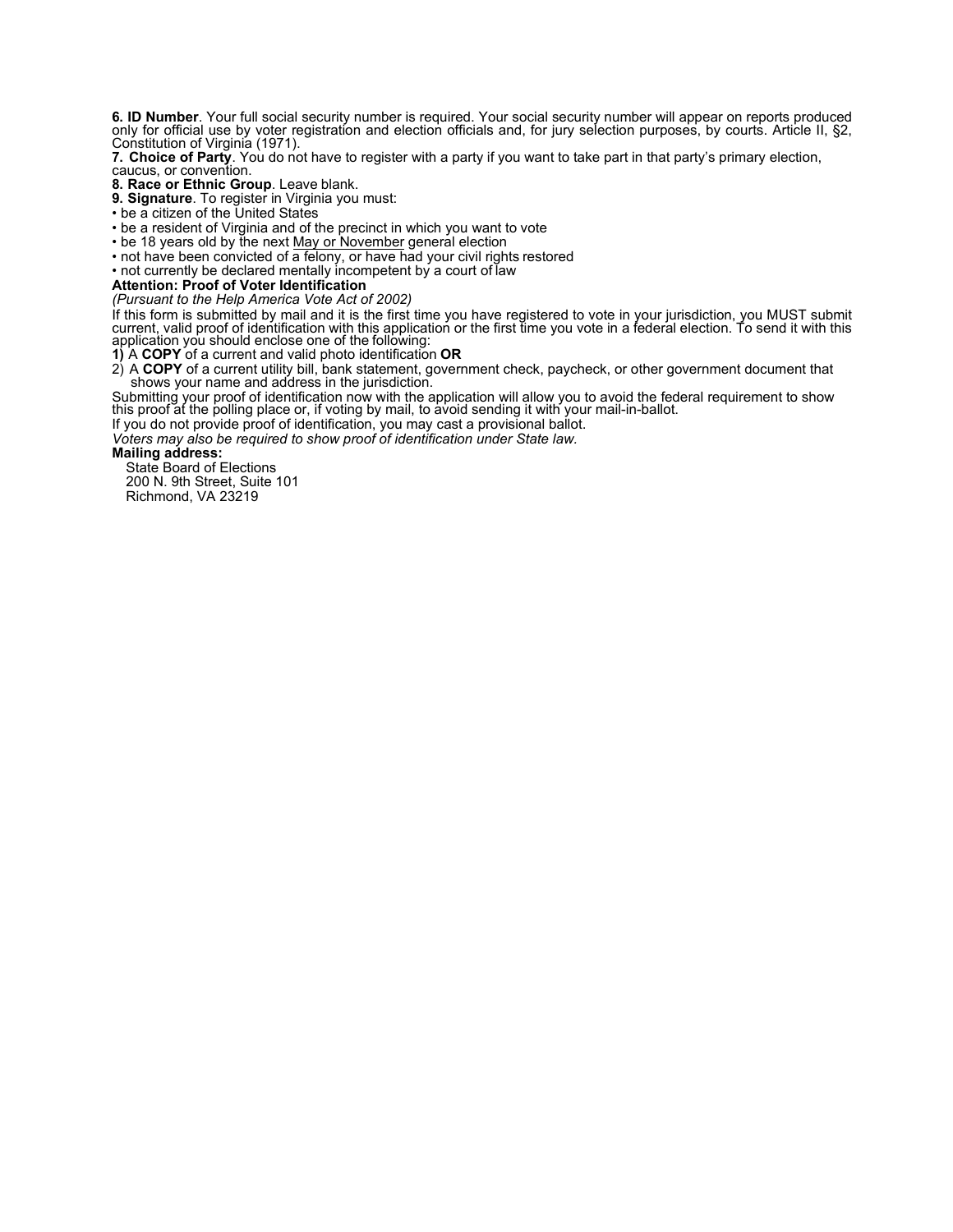**6. ID Number**. Your full social security number is required. Your social security number will appear on reports produced only for official use by voter registration and election officials and, for jury selection purposes, by courts. Article II, §2, Constitution of Virginia (1971).

**7. Choice of Party**. You do not have to register with a party if you want to take part in that party's primary election, caucus, or convention.

**8. Race or Ethnic Group**. Leave blank.

**9. Signature**. To register in Virginia you must:

- be a citizen of the United States
- be a resident of Virginia and of the precinct in which you want to vote
- be 18 years old by the next May or November general election
- not have been convicted of a felony, or have had your civil rights restored
- not currently be declared mentally incompetent by a court of law

**Attention: Proof of Voter Identification**

*(Pursuant to the Help America Vote Act of 2002)*

If this form is submitted by mail and it is the first time you have registered to vote in your jurisdiction, you MUST submit current, valid proof of identification with this application or the first time you vote in a federal election. To send it with this application you should enclose one of the following:

**1)** A **COPY** of a current and valid photo identification **OR**

2) A **COPY** of a current utility bill, bank statement, government check, paycheck, or other government document that shows your name and address in the jurisdiction.

Submitting your proof of identification now with the application will allow you to avoid the federal requirement to show this proof at the polling place or, if voting by mail, to avoid sending it with your mail-in-ballot.

If you do not provide proof of identification, you may cast a provisional ballot.

*Voters may also be required to show proof of identification under State law.*

**Mailing address:**

State Board of Elections
200 N. 9th Street, Suite 101
Richmond, VA 23219